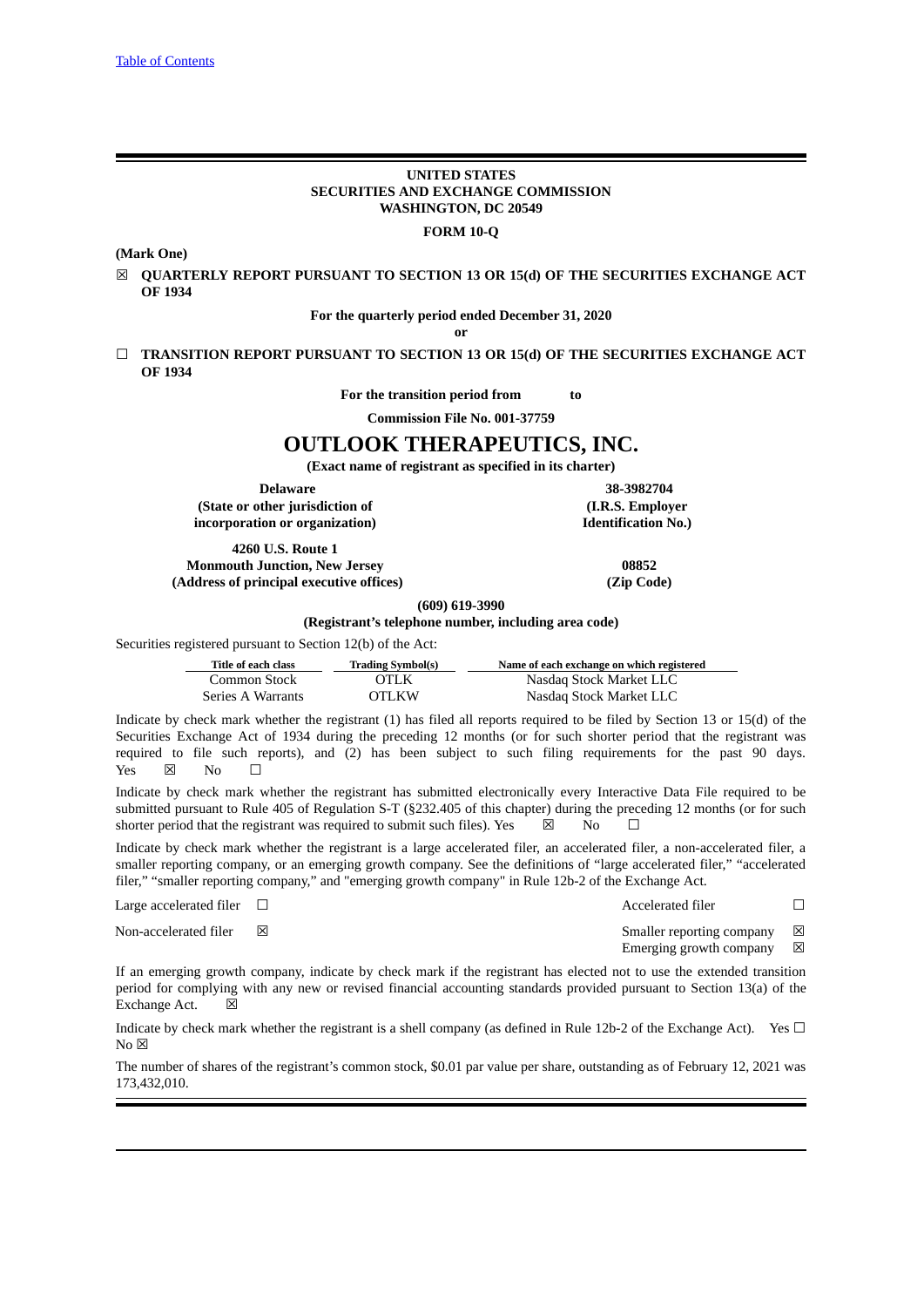[Table of Contents](#)

**UNITED STATES**
**SECURITIES AND EXCHANGE COMMISSION**
**WASHINGTON, DC 20549**

**FORM 10-Q**

**(Mark One)**

☒ **QUARTERLY REPORT PURSUANT TO SECTION 13 OR 15(d) OF THE SECURITIES EXCHANGE ACT OF 1934**

**For the quarterly period ended December 31, 2020**

**or**

☐ **TRANSITION REPORT PURSUANT TO SECTION 13 OR 15(d) OF THE SECURITIES EXCHANGE ACT OF 1934**

**For the transition period from to**

**Commission File No. 001-37759**

# OUTLOOK THERAPEUTICS, INC.

**(Exact name of registrant as specified in its charter)**

| **Delaware** | **38-3982704** |
|---|---|
| **(State or other jurisdiction of incorporation or organization)** | **(I.R.S. Employer Identification No.)** |
| **4260 U.S. Route 1 Monmouth Junction, New Jersey (Address of principal executive offices)** | **08852 (Zip Code)** |

**(609) 619-3990**
**(Registrant's telephone number, including area code)**

Securities registered pursuant to Section 12(b) of the Act:

| Title of each class | Trading Symbol(s) | Name of each exchange on which registered |
|---|---|---|
| Common Stock | OTLK | Nasdaq Stock Market LLC |
| Series A Warrants | OTLKW | Nasdaq Stock Market LLC |

Indicate by check mark whether the registrant (1) has filed all reports required to be filed by Section 13 or 15(d) of the Securities Exchange Act of 1934 during the preceding 12 months (or for such shorter period that the registrant was required to file such reports), and (2) has been subject to such filing requirements for the past 90 days. Yes ☒ No ☐

Indicate by check mark whether the registrant has submitted electronically every Interactive Data File required to be submitted pursuant to Rule 405 of Regulation S-T (§232.405 of this chapter) during the preceding 12 months (or for such shorter period that the registrant was required to submit such files). Yes ☒ No ☐

Indicate by check mark whether the registrant is a large accelerated filer, an accelerated filer, a non-accelerated filer, a smaller reporting company, or an emerging growth company. See the definitions of "large accelerated filer," "accelerated filer," "smaller reporting company," and "emerging growth company" in Rule 12b-2 of the Exchange Act.

| | | | |
|---|---|---|---|
| Large accelerated filer | ☐ | Accelerated filer | ☐ |
| Non-accelerated filer | ☒ | Smaller reporting company | ☒ |
| | | Emerging growth company | ☒ |

If an emerging growth company, indicate by check mark if the registrant has elected not to use the extended transition period for complying with any new or revised financial accounting standards provided pursuant to Section 13(a) of the Exchange Act. ☒

Indicate by check mark whether the registrant is a shell company (as defined in Rule 12b-2 of the Exchange Act). Yes ☐ No ☒

The number of shares of the registrant's common stock, $0.01 par value per share, outstanding as of February 12, 2021 was 173,432,010.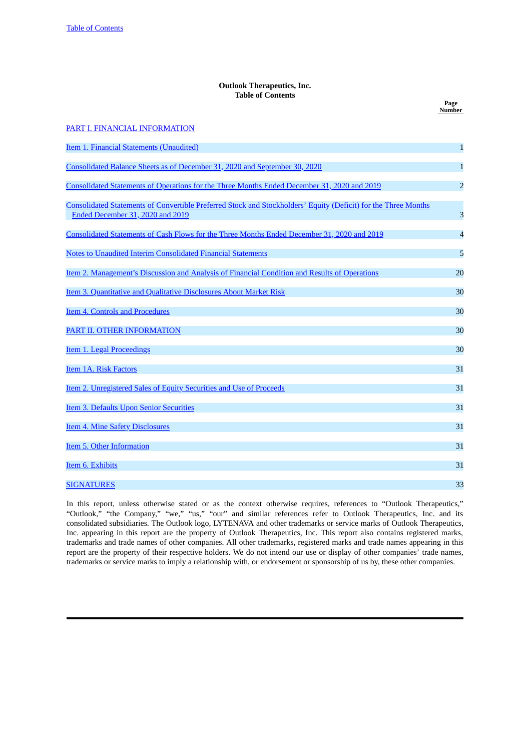**Outlook Therapeutics, Inc.**
**Table of Contents**

| | Page Number |
|---|---|
| PART I. FINANCIAL INFORMATION | |
| Item 1. Financial Statements (Unaudited) | 1 |
| Consolidated Balance Sheets as of December 31, 2020 and September 30, 2020 | 1 |
| Consolidated Statements of Operations for the Three Months Ended December 31, 2020 and 2019 | 2 |
| Consolidated Statements of Convertible Preferred Stock and Stockholders' Equity (Deficit) for the Three Months Ended December 31, 2020 and 2019 | 3 |
| Consolidated Statements of Cash Flows for the Three Months Ended December 31, 2020 and 2019 | 4 |
| Notes to Unaudited Interim Consolidated Financial Statements | 5 |
| Item 2. Management's Discussion and Analysis of Financial Condition and Results of Operations | 20 |
| Item 3. Quantitative and Qualitative Disclosures About Market Risk | 30 |
| Item 4. Controls and Procedures | 30 |
| PART II. OTHER INFORMATION | 30 |
| Item 1. Legal Proceedings | 30 |
| Item 1A. Risk Factors | 31 |
| Item 2. Unregistered Sales of Equity Securities and Use of Proceeds | 31 |
| Item 3. Defaults Upon Senior Securities | 31 |
| Item 4. Mine Safety Disclosures | 31 |
| Item 5. Other Information | 31 |
| Item 6. Exhibits | 31 |
| SIGNATURES | 33 |

In this report, unless otherwise stated or as the context otherwise requires, references to "Outlook Therapeutics," "Outlook," "the Company," "we," "us," "our" and similar references refer to Outlook Therapeutics, Inc. and its consolidated subsidiaries. The Outlook logo, LYTENAVA and other trademarks or service marks of Outlook Therapeutics, Inc. appearing in this report are the property of Outlook Therapeutics, Inc. This report also contains registered marks, trademarks and trade names of other companies. All other trademarks, registered marks and trade names appearing in this report are the property of their respective holders. We do not intend our use or display of other companies' trade names, trademarks or service marks to imply a relationship with, or endorsement or sponsorship of us by, these other companies.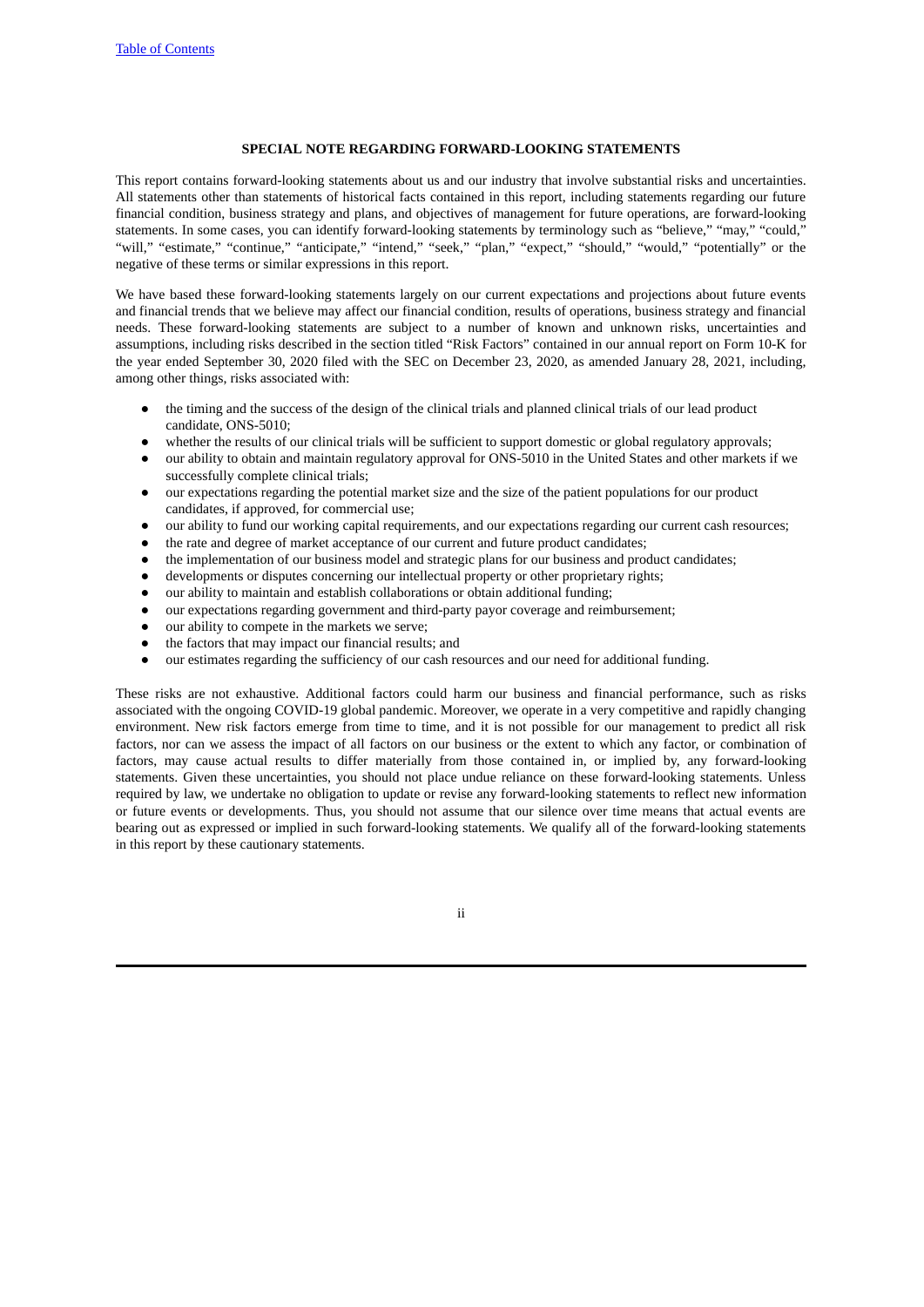## SPECIAL NOTE REGARDING FORWARD-LOOKING STATEMENTS

This report contains forward-looking statements about us and our industry that involve substantial risks and uncertainties. All statements other than statements of historical facts contained in this report, including statements regarding our future financial condition, business strategy and plans, and objectives of management for future operations, are forward-looking statements. In some cases, you can identify forward-looking statements by terminology such as "believe," "may," "could," "will," "estimate," "continue," "anticipate," "intend," "seek," "plan," "expect," "should," "would," "potentially" or the negative of these terms or similar expressions in this report.

We have based these forward-looking statements largely on our current expectations and projections about future events and financial trends that we believe may affect our financial condition, results of operations, business strategy and financial needs. These forward-looking statements are subject to a number of known and unknown risks, uncertainties and assumptions, including risks described in the section titled "Risk Factors" contained in our annual report on Form 10-K for the year ended September 30, 2020 filed with the SEC on December 23, 2020, as amended January 28, 2021, including, among other things, risks associated with:

- the timing and the success of the design of the clinical trials and planned clinical trials of our lead product candidate, ONS-5010;
- whether the results of our clinical trials will be sufficient to support domestic or global regulatory approvals;
- our ability to obtain and maintain regulatory approval for ONS-5010 in the United States and other markets if we successfully complete clinical trials;
- our expectations regarding the potential market size and the size of the patient populations for our product candidates, if approved, for commercial use;
- our ability to fund our working capital requirements, and our expectations regarding our current cash resources;
- the rate and degree of market acceptance of our current and future product candidates;
- the implementation of our business model and strategic plans for our business and product candidates;
- developments or disputes concerning our intellectual property or other proprietary rights;
- our ability to maintain and establish collaborations or obtain additional funding;
- our expectations regarding government and third-party payor coverage and reimbursement;
- our ability to compete in the markets we serve;
- the factors that may impact our financial results; and
- our estimates regarding the sufficiency of our cash resources and our need for additional funding.

These risks are not exhaustive. Additional factors could harm our business and financial performance, such as risks associated with the ongoing COVID-19 global pandemic. Moreover, we operate in a very competitive and rapidly changing environment. New risk factors emerge from time to time, and it is not possible for our management to predict all risk factors, nor can we assess the impact of all factors on our business or the extent to which any factor, or combination of factors, may cause actual results to differ materially from those contained in, or implied by, any forward-looking statements. Given these uncertainties, you should not place undue reliance on these forward-looking statements. Unless required by law, we undertake no obligation to update or revise any forward-looking statements to reflect new information or future events or developments. Thus, you should not assume that our silence over time means that actual events are bearing out as expressed or implied in such forward-looking statements. We qualify all of the forward-looking statements in this report by these cautionary statements.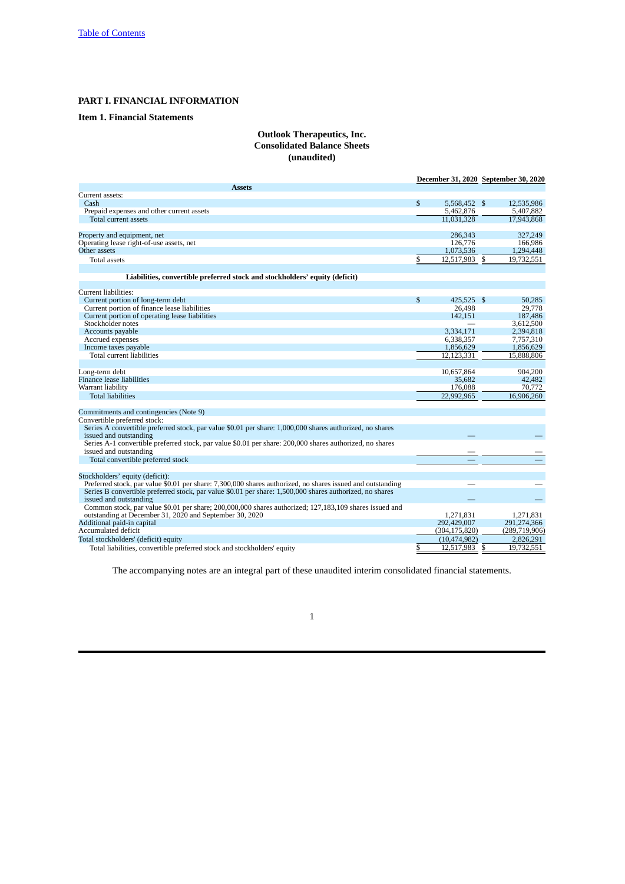# PART I. FINANCIAL INFORMATION

## Item 1. Financial Statements

**Outlook Therapeutics, Inc.**
**Consolidated Balance Sheets**
**(unaudited)**

| | December 31, 2020 | September 30, 2020 |
|---|---|---|
| **Assets** | | |
| Current assets: | | |
| Cash | $ 5,568,452 | $ 12,535,986 |
| Prepaid expenses and other current assets | 5,462,876 | 5,407,882 |
| Total current assets | 11,031,328 | 17,943,868 |
| Property and equipment, net | 286,343 | 327,249 |
| Operating lease right-of-use assets, net | 126,776 | 166,986 |
| Other assets | 1,073,536 | 1,294,448 |
| Total assets | $ 12,517,983 | $ 19,732,551 |
| **Liabilities, convertible preferred stock and stockholders' equity (deficit)** | | |
| Current liabilities: | | |
| Current portion of long-term debt | $ 425,525 | $ 50,285 |
| Current portion of finance lease liabilities | 26,498 | 29,778 |
| Current portion of operating lease liabilities | 142,151 | 187,486 |
| Stockholder notes | — | 3,612,500 |
| Accounts payable | 3,334,171 | 2,394,818 |
| Accrued expenses | 6,338,357 | 7,757,310 |
| Income taxes payable | 1,856,629 | 1,856,629 |
| Total current liabilities | 12,123,331 | 15,888,806 |
| Long-term debt | 10,657,864 | 904,200 |
| Finance lease liabilities | 35,682 | 42,482 |
| Warrant liability | 176,088 | 70,772 |
| Total liabilities | 22,992,965 | 16,906,260 |
| Commitments and contingencies (Note 9) | | |
| Convertible preferred stock: | | |
| Series A convertible preferred stock, par value $0.01 per share: 1,000,000 shares authorized, no shares issued and outstanding | — | — |
| Series A-1 convertible preferred stock, par value $0.01 per share: 200,000 shares authorized, no shares issued and outstanding | — | — |
| Total convertible preferred stock | — | — |
| Stockholders' equity (deficit): | | |
| Preferred stock, par value $0.01 per share: 7,300,000 shares authorized, no shares issued and outstanding | — | — |
| Series B convertible preferred stock, par value $0.01 per share: 1,500,000 shares authorized, no shares issued and outstanding | — | — |
| Common stock, par value $0.01 per share; 200,000,000 shares authorized; 127,183,109 shares issued and outstanding at December 31, 2020 and September 30, 2020 | 1,271,831 | 1,271,831 |
| Additional paid-in capital | 292,429,007 | 291,274,366 |
| Accumulated deficit | (304,175,820) | (289,719,906) |
| Total stockholders' (deficit) equity | (10,474,982) | 2,826,291 |
| Total liabilities, convertible preferred stock and stockholders' equity | $ 12,517,983 | $ 19,732,551 |

The accompanying notes are an integral part of these unaudited interim consolidated financial statements.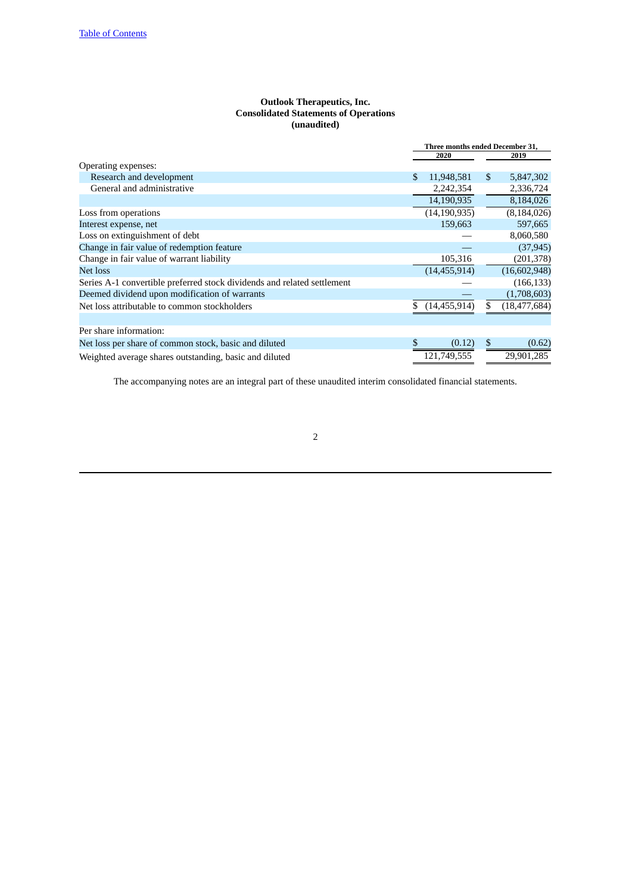**Outlook Therapeutics, Inc.**
**Consolidated Statements of Operations**
**(unaudited)**

| | Three months ended December 31, | |
|---|---|---|
| | 2020 | 2019 |
| Operating expenses: | | |
| Research and development | $ 11,948,581 | $ 5,847,302 |
| General and administrative | 2,242,354 | 2,336,724 |
| | 14,190,935 | 8,184,026 |
| Loss from operations | (14,190,935) | (8,184,026) |
| Interest expense, net | 159,663 | 597,665 |
| Loss on extinguishment of debt | — | 8,060,580 |
| Change in fair value of redemption feature | — | (37,945) |
| Change in fair value of warrant liability | 105,316 | (201,378) |
| Net loss | (14,455,914) | (16,602,948) |
| Series A-1 convertible preferred stock dividends and related settlement | — | (166,133) |
| Deemed dividend upon modification of warrants | — | (1,708,603) |
| Net loss attributable to common stockholders | $ (14,455,914) | $ (18,477,684) |
| | | |
| Per share information: | | |
| Net loss per share of common stock, basic and diluted | $ (0.12) | $ (0.62) |
| Weighted average shares outstanding, basic and diluted | 121,749,555 | 29,901,285 |

The accompanying notes are an integral part of these unaudited interim consolidated financial statements.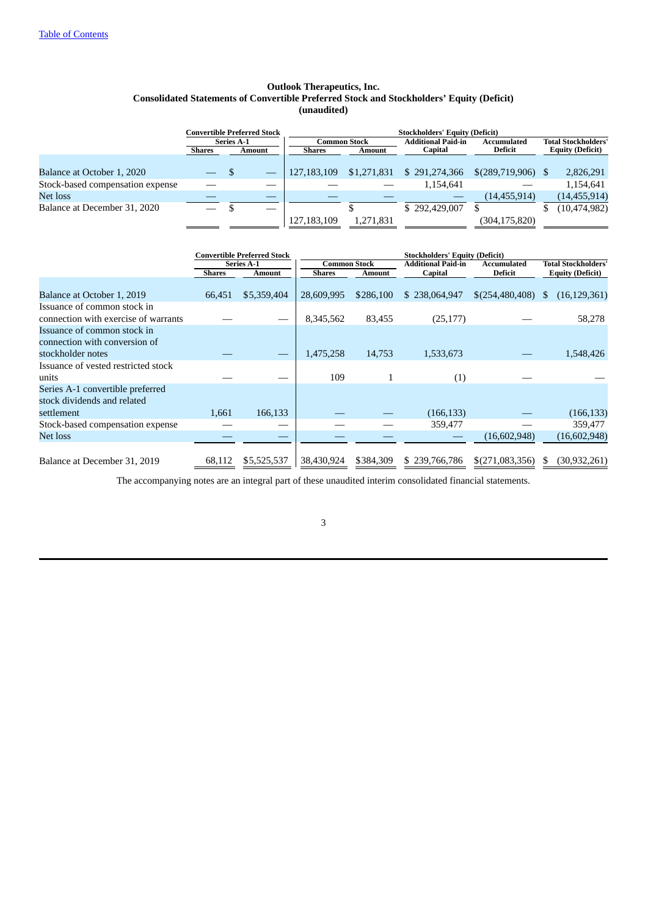[Table of Contents](#)

**Outlook Therapeutics, Inc.**
**Consolidated Statements of Convertible Preferred Stock and Stockholders' Equity (Deficit)**
**(unaudited)**

| | Convertible Preferred Stock | | Stockholders' Equity (Deficit) | | | | |
|---|---|---|---|---|---|---|---|
| | Series A-1 | | Common Stock | | Additional Paid-in | Accumulated | Total Stockholders' |
| | Shares | Amount | Shares | Amount | Capital | Deficit | Equity (Deficit) |
| Balance at October 1, 2020 | — | $ — | 127,183,109 | $1,271,831 | $ 291,274,366 | $(289,719,906) | $ 2,826,291 |
| Stock-based compensation expense | — | — | — | — | 1,154,641 | — | 1,154,641 |
| Net loss | — | — | — | — | — | (14,455,914) | (14,455,914) |
| Balance at December 31, 2020 | — | $ — | 127,183,109 | $ 1,271,831 | $ 292,429,007 | $ (304,175,820) | $ (10,474,982) |

| | Convertible Preferred Stock | | Stockholders' Equity (Deficit) | | | | |
|---|---|---|---|---|---|---|---|
| | Series A-1 | | Common Stock | | Additional Paid-in | Accumulated | Total Stockholders' |
| | Shares | Amount | Shares | Amount | Capital | Deficit | Equity (Deficit) |
| Balance at October 1, 2019 | 66,451 | $5,359,404 | 28,609,995 | $286,100 | $ 238,064,947 | $(254,480,408) | $ (16,129,361) |
| Issuance of common stock in connection with exercise of warrants | — | — | 8,345,562 | 83,455 | (25,177) | — | 58,278 |
| Issuance of common stock in connection with conversion of stockholder notes | — | — | 1,475,258 | 14,753 | 1,533,673 | — | 1,548,426 |
| Issuance of vested restricted stock units | — | — | 109 | 1 | (1) | — | — |
| Series A-1 convertible preferred stock dividends and related settlement | 1,661 | 166,133 | — | — | (166,133) | — | (166,133) |
| Stock-based compensation expense | — | — | — | — | 359,477 | — | 359,477 |
| Net loss | — | — | — | — | — | (16,602,948) | (16,602,948) |
| Balance at December 31, 2019 | 68,112 | $5,525,537 | 38,430,924 | $384,309 | $ 239,766,786 | $(271,083,356) | $ (30,932,261) |

The accompanying notes are an integral part of these unaudited interim consolidated financial statements.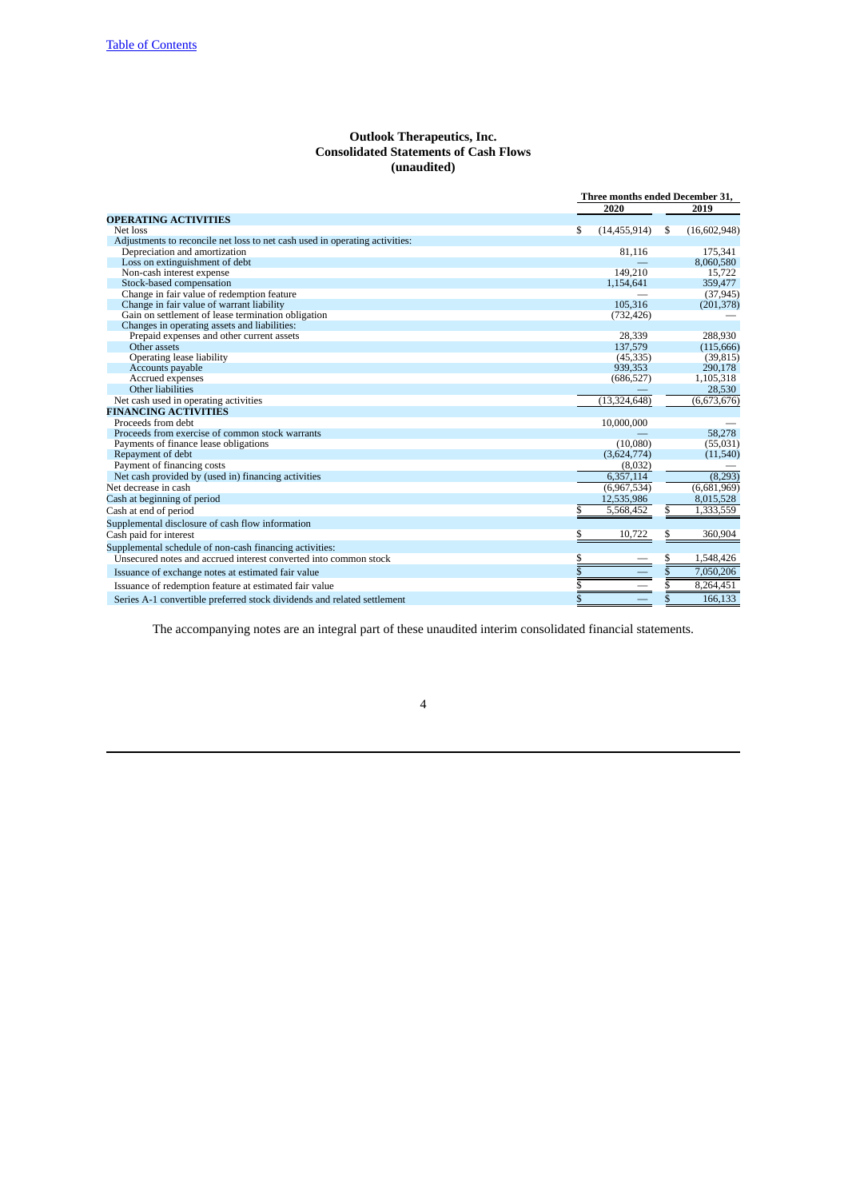**Outlook Therapeutics, Inc.**
**Consolidated Statements of Cash Flows**
**(unaudited)**

| | Three months ended December 31, | |
|---|---|---|
| | 2020 | 2019 |
| **OPERATING ACTIVITIES** | | |
| Net loss | $ (14,455,914) | $ (16,602,948) |
| Adjustments to reconcile net loss to net cash used in operating activities: | | |
| Depreciation and amortization | 81,116 | 175,341 |
| Loss on extinguishment of debt | — | 8,060,580 |
| Non-cash interest expense | 149,210 | 15,722 |
| Stock-based compensation | 1,154,641 | 359,477 |
| Change in fair value of redemption feature | — | (37,945) |
| Change in fair value of warrant liability | 105,316 | (201,378) |
| Gain on settlement of lease termination obligation | (732,426) | — |
| Changes in operating assets and liabilities: | | |
| Prepaid expenses and other current assets | 28,339 | 288,930 |
| Other assets | 137,579 | (115,666) |
| Operating lease liability | (45,335) | (39,815) |
| Accounts payable | 939,353 | 290,178 |
| Accrued expenses | (686,527) | 1,105,318 |
| Other liabilities | — | 28,530 |
| Net cash used in operating activities | (13,324,648) | (6,673,676) |
| **FINANCING ACTIVITIES** | | |
| Proceeds from debt | 10,000,000 | — |
| Proceeds from exercise of common stock warrants | — | 58,278 |
| Payments of finance lease obligations | (10,080) | (55,031) |
| Repayment of debt | (3,624,774) | (11,540) |
| Payment of financing costs | (8,032) | — |
| Net cash provided by (used in) financing activities | 6,357,114 | (8,293) |
| Net decrease in cash | (6,967,534) | (6,681,969) |
| Cash at beginning of period | 12,535,986 | 8,015,528 |
| Cash at end of period | $ 5,568,452 | $ 1,333,559 |
| Supplemental disclosure of cash flow information | | |
| Cash paid for interest | $ 10,722 | $ 360,904 |
| Supplemental schedule of non-cash financing activities: | | |
| Unsecured notes and accrued interest converted into common stock | $ — | $ 1,548,426 |
| Issuance of exchange notes at estimated fair value | $ — | $ 7,050,206 |
| Issuance of redemption feature at estimated fair value | $ — | $ 8,264,451 |
| Series A-1 convertible preferred stock dividends and related settlement | $ — | $ 166,133 |

The accompanying notes are an integral part of these unaudited interim consolidated financial statements.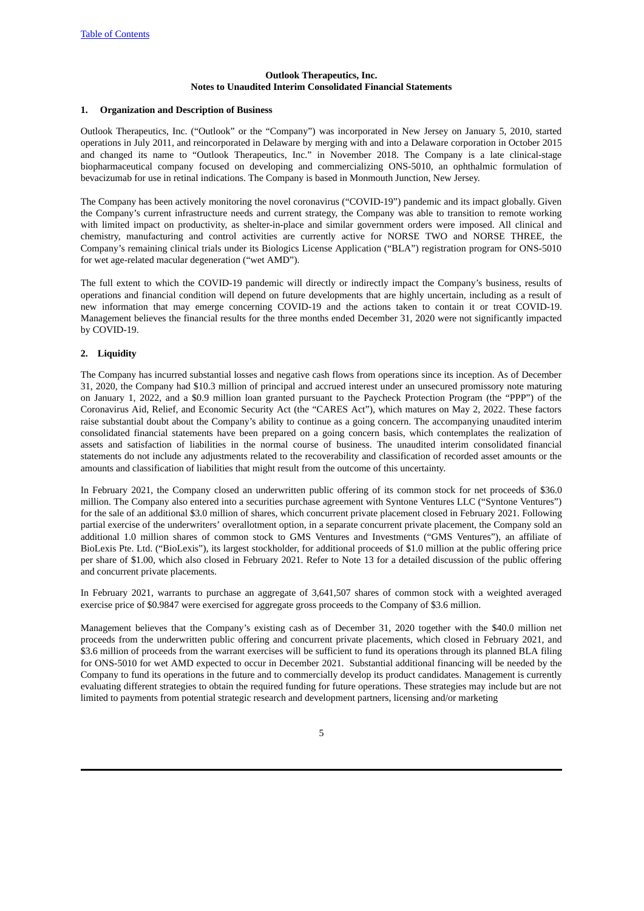**Outlook Therapeutics, Inc.**
**Notes to Unaudited Interim Consolidated Financial Statements**

## 1. Organization and Description of Business

Outlook Therapeutics, Inc. ("Outlook" or the "Company") was incorporated in New Jersey on January 5, 2010, started operations in July 2011, and reincorporated in Delaware by merging with and into a Delaware corporation in October 2015 and changed its name to "Outlook Therapeutics, Inc." in November 2018. The Company is a late clinical-stage biopharmaceutical company focused on developing and commercializing ONS-5010, an ophthalmic formulation of bevacizumab for use in retinal indications. The Company is based in Monmouth Junction, New Jersey.

The Company has been actively monitoring the novel coronavirus ("COVID-19") pandemic and its impact globally. Given the Company's current infrastructure needs and current strategy, the Company was able to transition to remote working with limited impact on productivity, as shelter-in-place and similar government orders were imposed. All clinical and chemistry, manufacturing and control activities are currently active for NORSE TWO and NORSE THREE, the Company's remaining clinical trials under its Biologics License Application ("BLA") registration program for ONS-5010 for wet age-related macular degeneration ("wet AMD").

The full extent to which the COVID-19 pandemic will directly or indirectly impact the Company's business, results of operations and financial condition will depend on future developments that are highly uncertain, including as a result of new information that may emerge concerning COVID-19 and the actions taken to contain it or treat COVID-19. Management believes the financial results for the three months ended December 31, 2020 were not significantly impacted by COVID-19.

## 2. Liquidity

The Company has incurred substantial losses and negative cash flows from operations since its inception. As of December 31, 2020, the Company had $10.3 million of principal and accrued interest under an unsecured promissory note maturing on January 1, 2022, and a $0.9 million loan granted pursuant to the Paycheck Protection Program (the "PPP") of the Coronavirus Aid, Relief, and Economic Security Act (the "CARES Act"), which matures on May 2, 2022. These factors raise substantial doubt about the Company's ability to continue as a going concern. The accompanying unaudited interim consolidated financial statements have been prepared on a going concern basis, which contemplates the realization of assets and satisfaction of liabilities in the normal course of business. The unaudited interim consolidated financial statements do not include any adjustments related to the recoverability and classification of recorded asset amounts or the amounts and classification of liabilities that might result from the outcome of this uncertainty.

In February 2021, the Company closed an underwritten public offering of its common stock for net proceeds of $36.0 million. The Company also entered into a securities purchase agreement with Syntone Ventures LLC ("Syntone Ventures") for the sale of an additional $3.0 million of shares, which concurrent private placement closed in February 2021. Following partial exercise of the underwriters' overallotment option, in a separate concurrent private placement, the Company sold an additional 1.0 million shares of common stock to GMS Ventures and Investments ("GMS Ventures"), an affiliate of BioLexis Pte. Ltd. ("BioLexis"), its largest stockholder, for additional proceeds of $1.0 million at the public offering price per share of $1.00, which also closed in February 2021. Refer to Note 13 for a detailed discussion of the public offering and concurrent private placements.

In February 2021, warrants to purchase an aggregate of 3,641,507 shares of common stock with a weighted averaged exercise price of $0.9847 were exercised for aggregate gross proceeds to the Company of $3.6 million.

Management believes that the Company's existing cash as of December 31, 2020 together with the $40.0 million net proceeds from the underwritten public offering and concurrent private placements, which closed in February 2021, and $3.6 million of proceeds from the warrant exercises will be sufficient to fund its operations through its planned BLA filing for ONS-5010 for wet AMD expected to occur in December 2021. Substantial additional financing will be needed by the Company to fund its operations in the future and to commercially develop its product candidates. Management is currently evaluating different strategies to obtain the required funding for future operations. These strategies may include but are not limited to payments from potential strategic research and development partners, licensing and/or marketing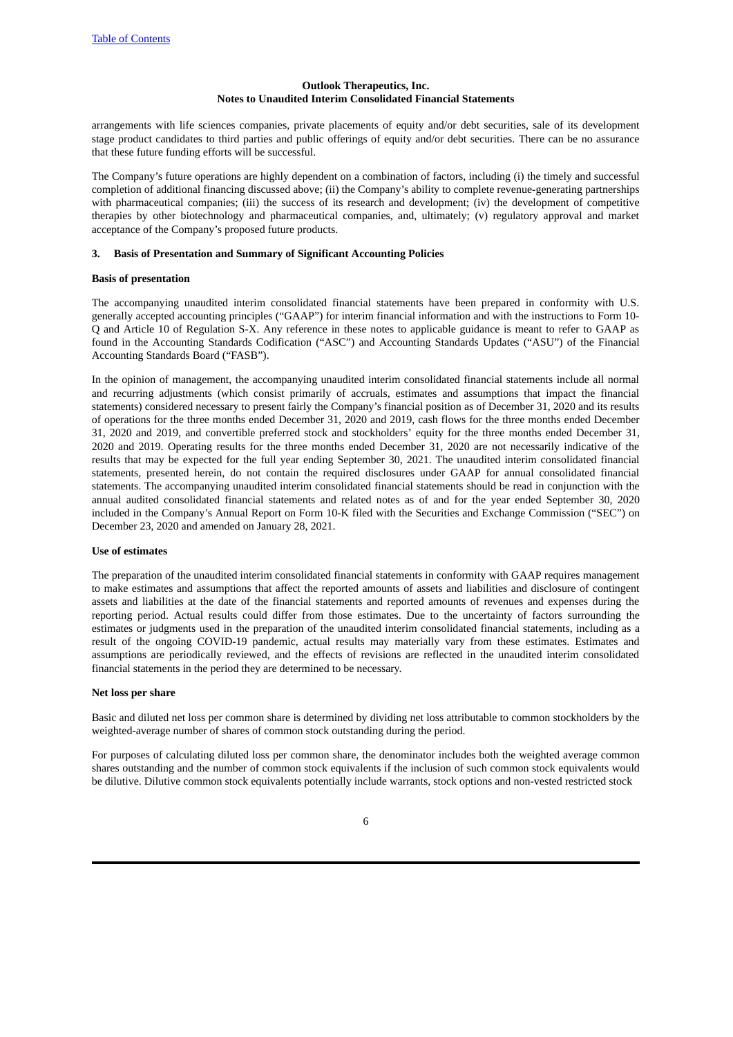arrangements with life sciences companies, private placements of equity and/or debt securities, sale of its development stage product candidates to third parties and public offerings of equity and/or debt securities. There can be no assurance that these future funding efforts will be successful.

The Company's future operations are highly dependent on a combination of factors, including (i) the timely and successful completion of additional financing discussed above; (ii) the Company's ability to complete revenue-generating partnerships with pharmaceutical companies; (iii) the success of its research and development; (iv) the development of competitive therapies by other biotechnology and pharmaceutical companies, and, ultimately; (v) regulatory approval and market acceptance of the Company's proposed future products.

## 3. Basis of Presentation and Summary of Significant Accounting Policies

### Basis of presentation

The accompanying unaudited interim consolidated financial statements have been prepared in conformity with U.S. generally accepted accounting principles ("GAAP") for interim financial information and with the instructions to Form 10-Q and Article 10 of Regulation S-X. Any reference in these notes to applicable guidance is meant to refer to GAAP as found in the Accounting Standards Codification ("ASC") and Accounting Standards Updates ("ASU") of the Financial Accounting Standards Board ("FASB").

In the opinion of management, the accompanying unaudited interim consolidated financial statements include all normal and recurring adjustments (which consist primarily of accruals, estimates and assumptions that impact the financial statements) considered necessary to present fairly the Company's financial position as of December 31, 2020 and its results of operations for the three months ended December 31, 2020 and 2019, cash flows for the three months ended December 31, 2020 and 2019, and convertible preferred stock and stockholders' equity for the three months ended December 31, 2020 and 2019. Operating results for the three months ended December 31, 2020 are not necessarily indicative of the results that may be expected for the full year ending September 30, 2021. The unaudited interim consolidated financial statements, presented herein, do not contain the required disclosures under GAAP for annual consolidated financial statements. The accompanying unaudited interim consolidated financial statements should be read in conjunction with the annual audited consolidated financial statements and related notes as of and for the year ended September 30, 2020 included in the Company's Annual Report on Form 10-K filed with the Securities and Exchange Commission ("SEC") on December 23, 2020 and amended on January 28, 2021.

### Use of estimates

The preparation of the unaudited interim consolidated financial statements in conformity with GAAP requires management to make estimates and assumptions that affect the reported amounts of assets and liabilities and disclosure of contingent assets and liabilities at the date of the financial statements and reported amounts of revenues and expenses during the reporting period. Actual results could differ from those estimates. Due to the uncertainty of factors surrounding the estimates or judgments used in the preparation of the unaudited interim consolidated financial statements, including as a result of the ongoing COVID-19 pandemic, actual results may materially vary from these estimates. Estimates and assumptions are periodically reviewed, and the effects of revisions are reflected in the unaudited interim consolidated financial statements in the period they are determined to be necessary.

### Net loss per share

Basic and diluted net loss per common share is determined by dividing net loss attributable to common stockholders by the weighted-average number of shares of common stock outstanding during the period.

For purposes of calculating diluted loss per common share, the denominator includes both the weighted average common shares outstanding and the number of common stock equivalents if the inclusion of such common stock equivalents would be dilutive. Dilutive common stock equivalents potentially include warrants, stock options and non-vested restricted stock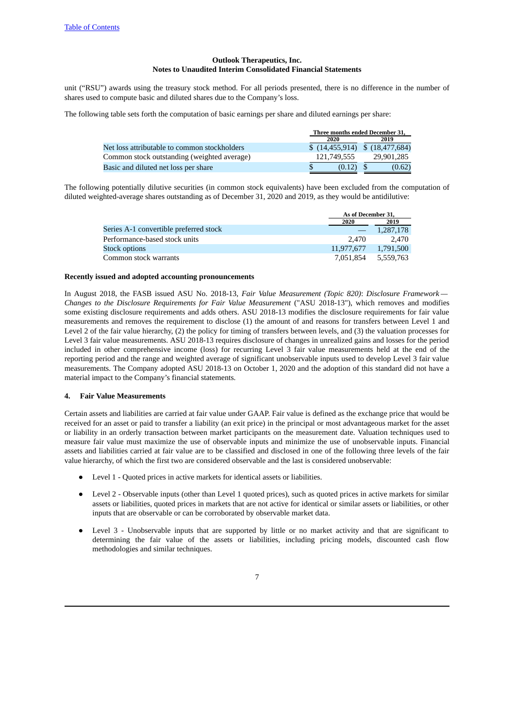unit ("RSU") awards using the treasury stock method. For all periods presented, there is no difference in the number of shares used to compute basic and diluted shares due to the Company's loss.

The following table sets forth the computation of basic earnings per share and diluted earnings per share:

| | Three months ended December 31, | |
|---|---|---|
| | 2020 | 2019 |
| Net loss attributable to common stockholders | $ (14,455,914) | $ (18,477,684) |
| Common stock outstanding (weighted average) | 121,749,555 | 29,901,285 |
| Basic and diluted net loss per share | $ (0.12) | $ (0.62) |

The following potentially dilutive securities (in common stock equivalents) have been excluded from the computation of diluted weighted-average shares outstanding as of December 31, 2020 and 2019, as they would be antidilutive:

| | As of December 31, | |
|---|---|---|
| | 2020 | 2019 |
| Series A-1 convertible preferred stock | — | 1,287,178 |
| Performance-based stock units | 2,470 | 2,470 |
| Stock options | 11,977,677 | 1,791,500 |
| Common stock warrants | 7,051,854 | 5,559,763 |

**Recently issued and adopted accounting pronouncements**

In August 2018, the FASB issued ASU No. 2018-13, *Fair Value Measurement (Topic 820)*: *Disclosure Framework — Changes to the Disclosure Requirements for Fair Value Measurement* ("ASU 2018-13"), which removes and modifies some existing disclosure requirements and adds others. ASU 2018-13 modifies the disclosure requirements for fair value measurements and removes the requirement to disclose (1) the amount of and reasons for transfers between Level 1 and Level 2 of the fair value hierarchy, (2) the policy for timing of transfers between levels, and (3) the valuation processes for Level 3 fair value measurements. ASU 2018-13 requires disclosure of changes in unrealized gains and losses for the period included in other comprehensive income (loss) for recurring Level 3 fair value measurements held at the end of the reporting period and the range and weighted average of significant unobservable inputs used to develop Level 3 fair value measurements. The Company adopted ASU 2018-13 on October 1, 2020 and the adoption of this standard did not have a material impact to the Company's financial statements.

**4. Fair Value Measurements**

Certain assets and liabilities are carried at fair value under GAAP. Fair value is defined as the exchange price that would be received for an asset or paid to transfer a liability (an exit price) in the principal or most advantageous market for the asset or liability in an orderly transaction between market participants on the measurement date. Valuation techniques used to measure fair value must maximize the use of observable inputs and minimize the use of unobservable inputs. Financial assets and liabilities carried at fair value are to be classified and disclosed in one of the following three levels of the fair value hierarchy, of which the first two are considered observable and the last is considered unobservable:

- Level 1 - Quoted prices in active markets for identical assets or liabilities.
- Level 2 - Observable inputs (other than Level 1 quoted prices), such as quoted prices in active markets for similar assets or liabilities, quoted prices in markets that are not active for identical or similar assets or liabilities, or other inputs that are observable or can be corroborated by observable market data.
- Level 3 - Unobservable inputs that are supported by little or no market activity and that are significant to determining the fair value of the assets or liabilities, including pricing models, discounted cash flow methodologies and similar techniques.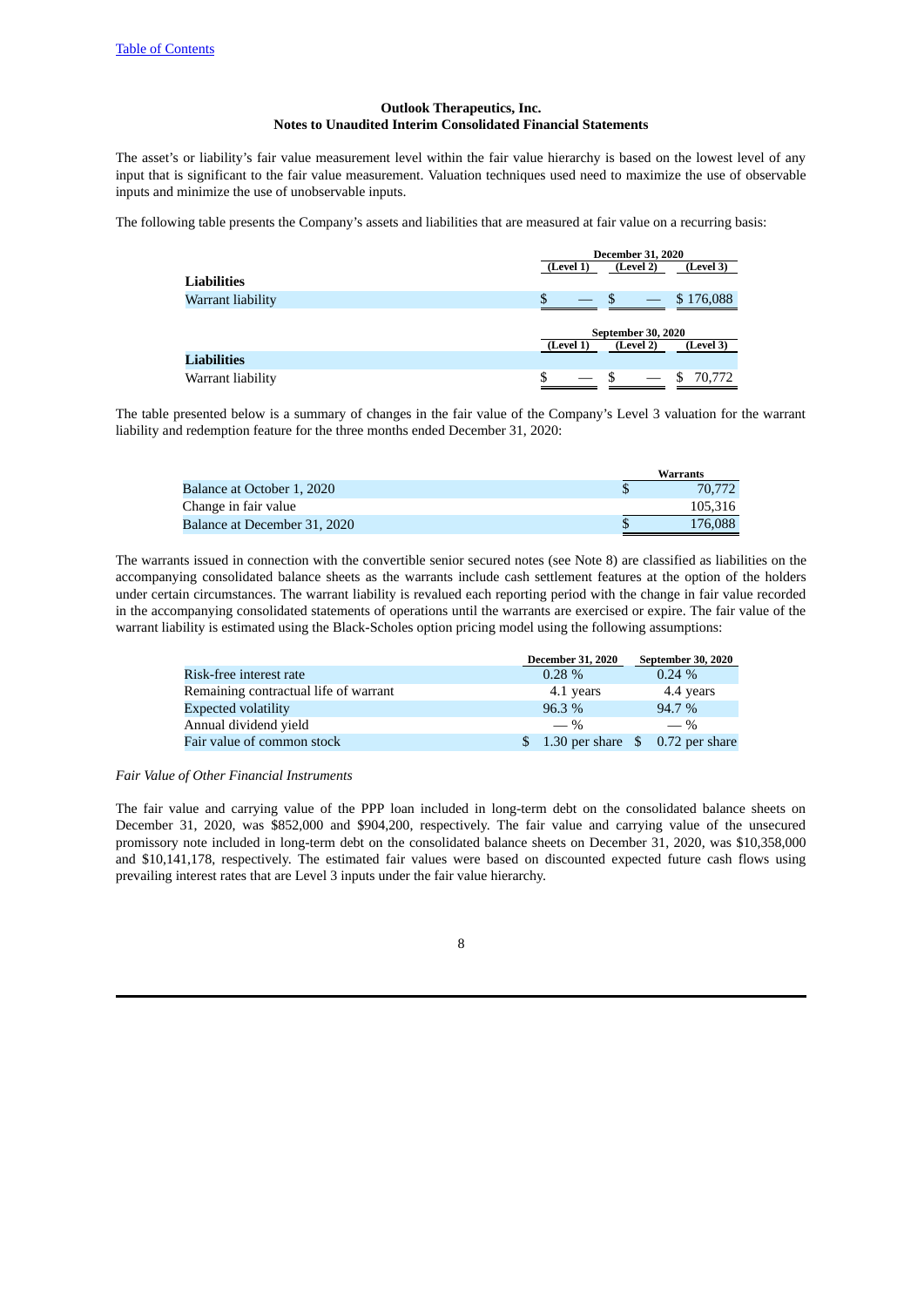The asset's or liability's fair value measurement level within the fair value hierarchy is based on the lowest level of any input that is significant to the fair value measurement. Valuation techniques used need to maximize the use of observable inputs and minimize the use of unobservable inputs.

The following table presents the Company's assets and liabilities that are measured at fair value on a recurring basis:

| | December 31, 2020 | | |
|---|---|---|---|
| | (Level 1) | (Level 2) | (Level 3) |
| **Liabilities** | | | |
| Warrant liability | $ — | $ — | $ 176,088 |

| | September 30, 2020 | | |
|---|---|---|---|
| | (Level 1) | (Level 2) | (Level 3) |
| **Liabilities** | | | |
| Warrant liability | $ — | $ — | $ 70,772 |

The table presented below is a summary of changes in the fair value of the Company's Level 3 valuation for the warrant liability and redemption feature for the three months ended December 31, 2020:

| | Warrants |
|---|---|
| Balance at October 1, 2020 | $ 70,772 |
| Change in fair value | 105,316 |
| Balance at December 31, 2020 | $ 176,088 |

The warrants issued in connection with the convertible senior secured notes (see Note 8) are classified as liabilities on the accompanying consolidated balance sheets as the warrants include cash settlement features at the option of the holders under certain circumstances. The warrant liability is revalued each reporting period with the change in fair value recorded in the accompanying consolidated statements of operations until the warrants are exercised or expire. The fair value of the warrant liability is estimated using the Black-Scholes option pricing model using the following assumptions:

| | December 31, 2020 | September 30, 2020 |
|---|---|---|
| Risk-free interest rate | 0.28 % | 0.24 % |
| Remaining contractual life of warrant | 4.1 years | 4.4 years |
| Expected volatility | 96.3 % | 94.7 % |
| Annual dividend yield | — % | — % |
| Fair value of common stock | $ 1.30 per share | $ 0.72 per share |

*Fair Value of Other Financial Instruments*

The fair value and carrying value of the PPP loan included in long-term debt on the consolidated balance sheets on December 31, 2020, was $852,000 and $904,200, respectively. The fair value and carrying value of the unsecured promissory note included in long-term debt on the consolidated balance sheets on December 31, 2020, was $10,358,000 and $10,141,178, respectively. The estimated fair values were based on discounted expected future cash flows using prevailing interest rates that are Level 3 inputs under the fair value hierarchy.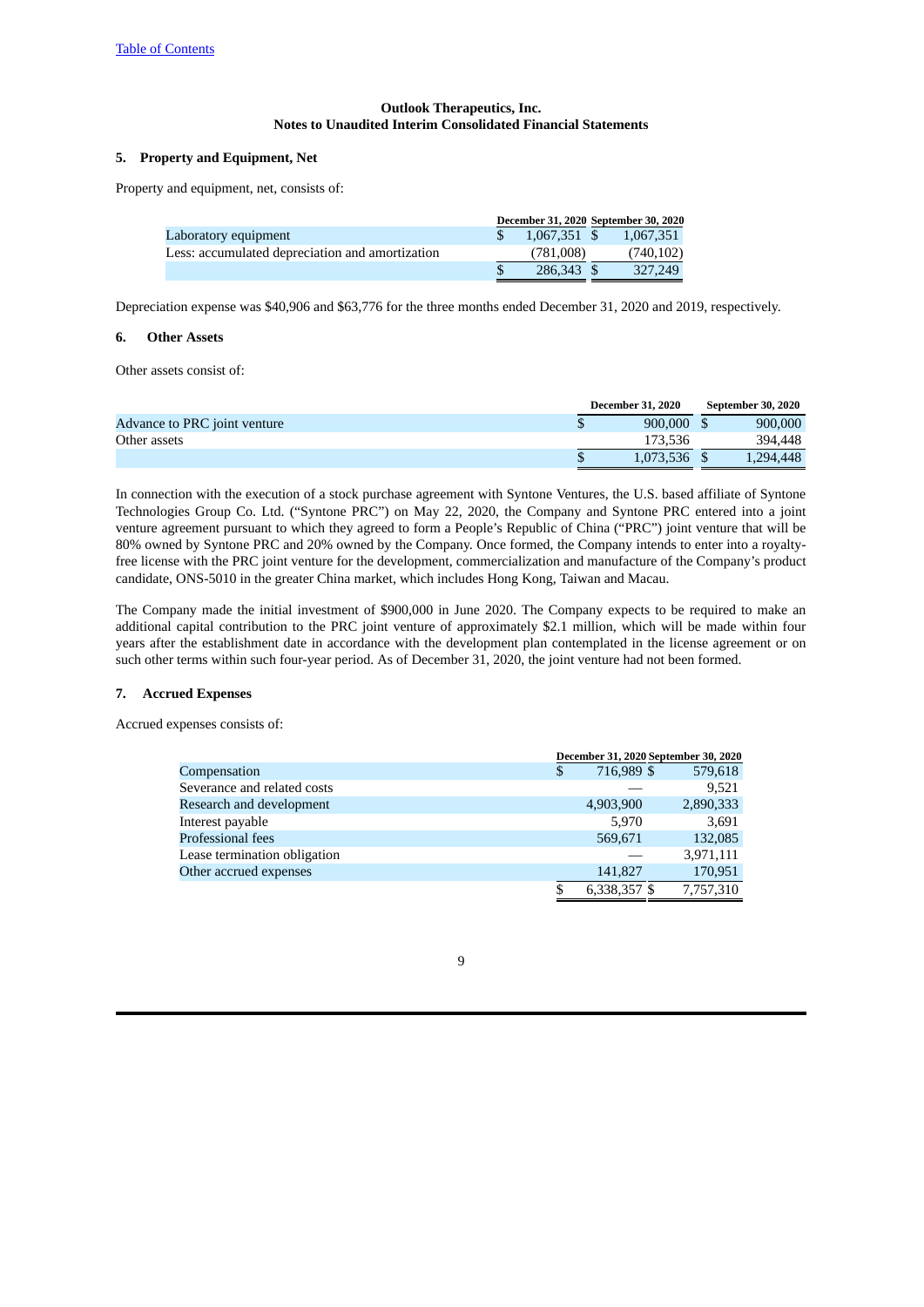[Table of Contents](#)

**Outlook Therapeutics, Inc.**
**Notes to Unaudited Interim Consolidated Financial Statements**

## 5. Property and Equipment, Net

Property and equipment, net, consists of:

| | December 31, 2020 | September 30, 2020 |
|---|---|---|
| Laboratory equipment | $ 1,067,351 | $ 1,067,351 |
| Less: accumulated depreciation and amortization | (781,008) | (740,102) |
| | $ 286,343 | $ 327,249 |

Depreciation expense was $40,906 and $63,776 for the three months ended December 31, 2020 and 2019, respectively.

## 6. Other Assets

Other assets consist of:

| | December 31, 2020 | September 30, 2020 |
|---|---|---|
| Advance to PRC joint venture | $ 900,000 | $ 900,000 |
| Other assets | 173,536 | 394,448 |
| | $ 1,073,536 | $ 1,294,448 |

In connection with the execution of a stock purchase agreement with Syntone Ventures, the U.S. based affiliate of Syntone Technologies Group Co. Ltd. ("Syntone PRC") on May 22, 2020, the Company and Syntone PRC entered into a joint venture agreement pursuant to which they agreed to form a People's Republic of China ("PRC") joint venture that will be 80% owned by Syntone PRC and 20% owned by the Company. Once formed, the Company intends to enter into a royalty-free license with the PRC joint venture for the development, commercialization and manufacture of the Company's product candidate, ONS-5010 in the greater China market, which includes Hong Kong, Taiwan and Macau.

The Company made the initial investment of $900,000 in June 2020. The Company expects to be required to make an additional capital contribution to the PRC joint venture of approximately $2.1 million, which will be made within four years after the establishment date in accordance with the development plan contemplated in the license agreement or on such other terms within such four-year period. As of December 31, 2020, the joint venture had not been formed.

## 7. Accrued Expenses

Accrued expenses consists of:

| | December 31, 2020 | September 30, 2020 |
|---|---|---|
| Compensation | $ 716,989 | $ 579,618 |
| Severance and related costs | — | 9,521 |
| Research and development | 4,903,900 | 2,890,333 |
| Interest payable | 5,970 | 3,691 |
| Professional fees | 569,671 | 132,085 |
| Lease termination obligation | — | 3,971,111 |
| Other accrued expenses | 141,827 | 170,951 |
| | $ 6,338,357 | $ 7,757,310 |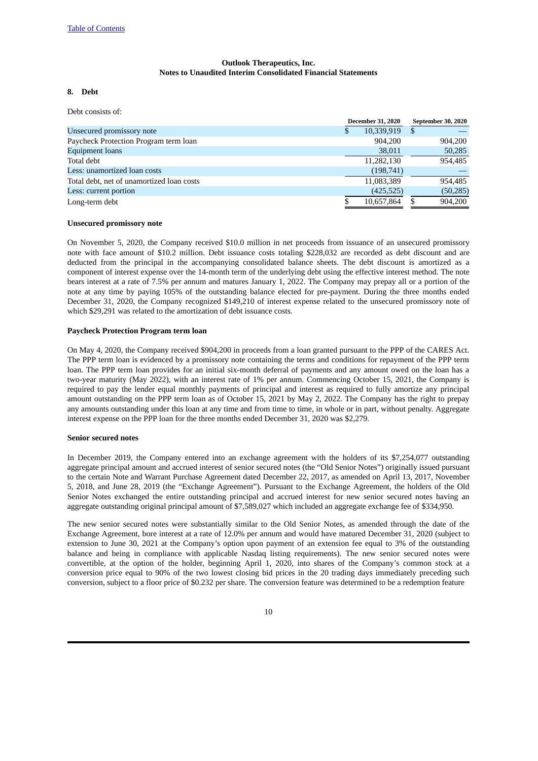**Outlook Therapeutics, Inc.**
**Notes to Unaudited Interim Consolidated Financial Statements**

## 8. Debt

Debt consists of:

| | December 31, 2020 | September 30, 2020 |
|---|---|---|
| Unsecured promissory note | $ 10,339,919 | $ — |
| Paycheck Protection Program term loan | 904,200 | 904,200 |
| Equipment loans | 38,011 | 50,285 |
| Total debt | 11,282,130 | 954,485 |
| Less: unamortized loan costs | (198,741) | — |
| Total debt, net of unamortized loan costs | 11,083,389 | 954,485 |
| Less: current portion | (425,525) | (50,285) |
| Long-term debt | $ 10,657,864 | $ 904,200 |

**Unsecured promissory note**

On November 5, 2020, the Company received $10.0 million in net proceeds from issuance of an unsecured promissory note with face amount of $10.2 million. Debt issuance costs totaling $228,032 are recorded as debt discount and are deducted from the principal in the accompanying consolidated balance sheets. The debt discount is amortized as a component of interest expense over the 14-month term of the underlying debt using the effective interest method. The note bears interest at a rate of 7.5% per annum and matures January 1, 2022. The Company may prepay all or a portion of the note at any time by paying 105% of the outstanding balance elected for pre-payment. During the three months ended December 31, 2020, the Company recognized $149,210 of interest expense related to the unsecured promissory note of which $29,291 was related to the amortization of debt issuance costs.

**Paycheck Protection Program term loan**

On May 4, 2020, the Company received $904,200 in proceeds from a loan granted pursuant to the PPP of the CARES Act. The PPP term loan is evidenced by a promissory note containing the terms and conditions for repayment of the PPP term loan. The PPP term loan provides for an initial six-month deferral of payments and any amount owed on the loan has a two-year maturity (May 2022), with an interest rate of 1% per annum. Commencing October 15, 2021, the Company is required to pay the lender equal monthly payments of principal and interest as required to fully amortize any principal amount outstanding on the PPP term loan as of October 15, 2021 by May 2, 2022. The Company has the right to prepay any amounts outstanding under this loan at any time and from time to time, in whole or in part, without penalty. Aggregate interest expense on the PPP loan for the three months ended December 31, 2020 was $2,279.

**Senior secured notes**

In December 2019, the Company entered into an exchange agreement with the holders of its $7,254,077 outstanding aggregate principal amount and accrued interest of senior secured notes (the "Old Senior Notes") originally issued pursuant to the certain Note and Warrant Purchase Agreement dated December 22, 2017, as amended on April 13, 2017, November 5, 2018, and June 28, 2019 (the "Exchange Agreement"). Pursuant to the Exchange Agreement, the holders of the Old Senior Notes exchanged the entire outstanding principal and accrued interest for new senior secured notes having an aggregate outstanding original principal amount of $7,589,027 which included an aggregate exchange fee of $334,950.

The new senior secured notes were substantially similar to the Old Senior Notes, as amended through the date of the Exchange Agreement, bore interest at a rate of 12.0% per annum and would have matured December 31, 2020 (subject to extension to June 30, 2021 at the Company's option upon payment of an extension fee equal to 3% of the outstanding balance and being in compliance with applicable Nasdaq listing requirements). The new senior secured notes were convertible, at the option of the holder, beginning April 1, 2020, into shares of the Company's common stock at a conversion price equal to 90% of the two lowest closing bid prices in the 20 trading days immediately preceding such conversion, subject to a floor price of $0.232 per share. The conversion feature was determined to be a redemption feature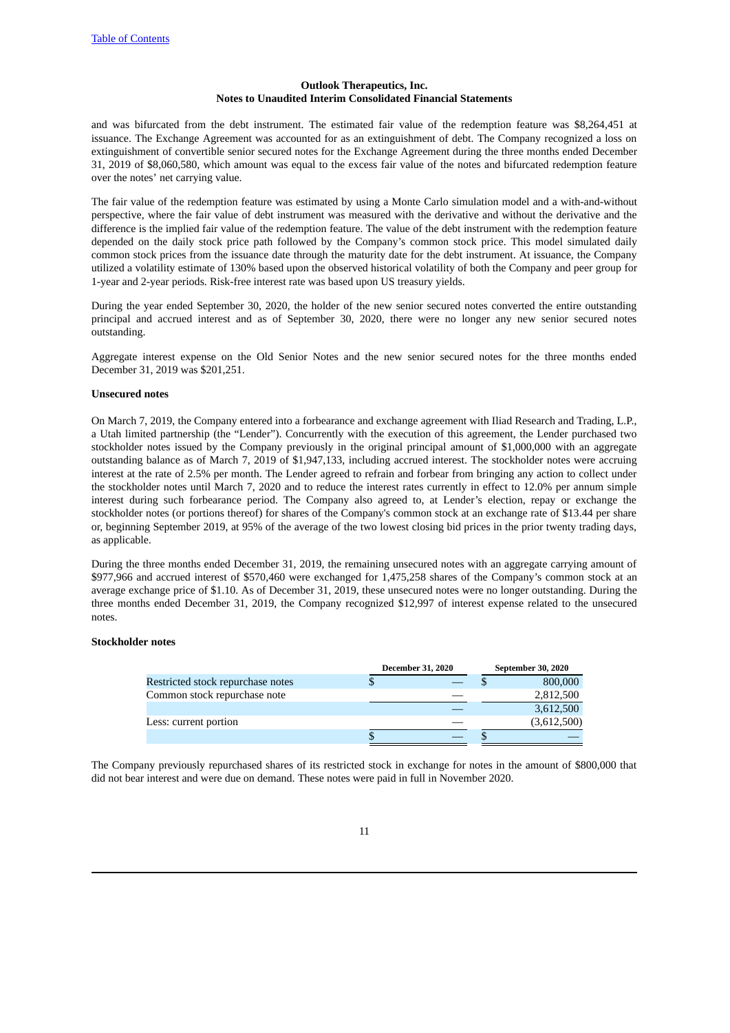and was bifurcated from the debt instrument. The estimated fair value of the redemption feature was $8,264,451 at issuance. The Exchange Agreement was accounted for as an extinguishment of debt. The Company recognized a loss on extinguishment of convertible senior secured notes for the Exchange Agreement during the three months ended December 31, 2019 of $8,060,580, which amount was equal to the excess fair value of the notes and bifurcated redemption feature over the notes' net carrying value.

The fair value of the redemption feature was estimated by using a Monte Carlo simulation model and a with-and-without perspective, where the fair value of debt instrument was measured with the derivative and without the derivative and the difference is the implied fair value of the redemption feature. The value of the debt instrument with the redemption feature depended on the daily stock price path followed by the Company's common stock price. This model simulated daily common stock prices from the issuance date through the maturity date for the debt instrument. At issuance, the Company utilized a volatility estimate of 130% based upon the observed historical volatility of both the Company and peer group for 1-year and 2-year periods. Risk-free interest rate was based upon US treasury yields.

During the year ended September 30, 2020, the holder of the new senior secured notes converted the entire outstanding principal and accrued interest and as of September 30, 2020, there were no longer any new senior secured notes outstanding.

Aggregate interest expense on the Old Senior Notes and the new senior secured notes for the three months ended December 31, 2019 was $201,251.

**Unsecured notes**

On March 7, 2019, the Company entered into a forbearance and exchange agreement with Iliad Research and Trading, L.P., a Utah limited partnership (the "Lender"). Concurrently with the execution of this agreement, the Lender purchased two stockholder notes issued by the Company previously in the original principal amount of $1,000,000 with an aggregate outstanding balance as of March 7, 2019 of $1,947,133, including accrued interest. The stockholder notes were accruing interest at the rate of 2.5% per month. The Lender agreed to refrain and forbear from bringing any action to collect under the stockholder notes until March 7, 2020 and to reduce the interest rates currently in effect to 12.0% per annum simple interest during such forbearance period. The Company also agreed to, at Lender's election, repay or exchange the stockholder notes (or portions thereof) for shares of the Company's common stock at an exchange rate of $13.44 per share or, beginning September 2019, at 95% of the average of the two lowest closing bid prices in the prior twenty trading days, as applicable.

During the three months ended December 31, 2019, the remaining unsecured notes with an aggregate carrying amount of $977,966 and accrued interest of $570,460 were exchanged for 1,475,258 shares of the Company's common stock at an average exchange price of $1.10. As of December 31, 2019, these unsecured notes were no longer outstanding. During the three months ended December 31, 2019, the Company recognized $12,997 of interest expense related to the unsecured notes.

**Stockholder notes**

| | December 31, 2020 | September 30, 2020 |
|---|---|---|
| Restricted stock repurchase notes | $ — | $ 800,000 |
| Common stock repurchase note | — | 2,812,500 |
| | — | 3,612,500 |
| Less: current portion | — | (3,612,500) |
| | $ — | $ — |

The Company previously repurchased shares of its restricted stock in exchange for notes in the amount of $800,000 that did not bear interest and were due on demand. These notes were paid in full in November 2020.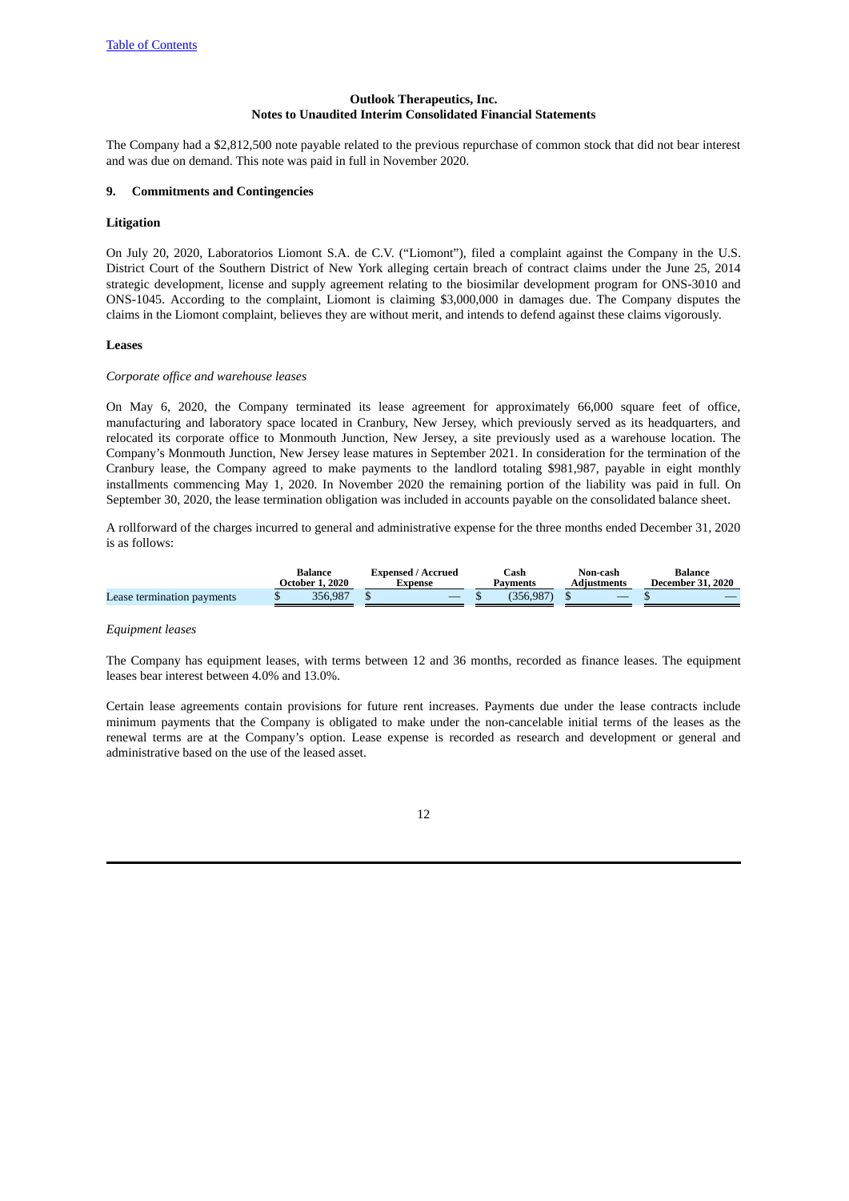The Company had a $2,812,500 note payable related to the previous repurchase of common stock that did not bear interest and was due on demand. This note was paid in full in November 2020.

## 9. Commitments and Contingencies

### Litigation

On July 20, 2020, Laboratorios Liomont S.A. de C.V. ("Liomont"), filed a complaint against the Company in the U.S. District Court of the Southern District of New York alleging certain breach of contract claims under the June 25, 2014 strategic development, license and supply agreement relating to the biosimilar development program for ONS-3010 and ONS-1045. According to the complaint, Liomont is claiming $3,000,000 in damages due. The Company disputes the claims in the Liomont complaint, believes they are without merit, and intends to defend against these claims vigorously.

### Leases

*Corporate office and warehouse leases*

On May 6, 2020, the Company terminated its lease agreement for approximately 66,000 square feet of office, manufacturing and laboratory space located in Cranbury, New Jersey, which previously served as its headquarters, and relocated its corporate office to Monmouth Junction, New Jersey, a site previously used as a warehouse location. The Company's Monmouth Junction, New Jersey lease matures in September 2021. In consideration for the termination of the Cranbury lease, the Company agreed to make payments to the landlord totaling $981,987, payable in eight monthly installments commencing May 1, 2020. In November 2020 the remaining portion of the liability was paid in full. On September 30, 2020, the lease termination obligation was included in accounts payable on the consolidated balance sheet.

A rollforward of the charges incurred to general and administrative expense for the three months ended December 31, 2020 is as follows:

| | Balance October 1, 2020 | Expensed / Accrued Expense | Cash Payments | Non-cash Adjustments | Balance December 31, 2020 |
|---|---|---|---|---|---|
| Lease termination payments | $ 356,987 | $ — | $ (356,987) | $ — | $ — |

*Equipment leases*

The Company has equipment leases, with terms between 12 and 36 months, recorded as finance leases. The equipment leases bear interest between 4.0% and 13.0%.

Certain lease agreements contain provisions for future rent increases. Payments due under the lease contracts include minimum payments that the Company is obligated to make under the non-cancelable initial terms of the leases as the renewal terms are at the Company's option. Lease expense is recorded as research and development or general and administrative based on the use of the leased asset.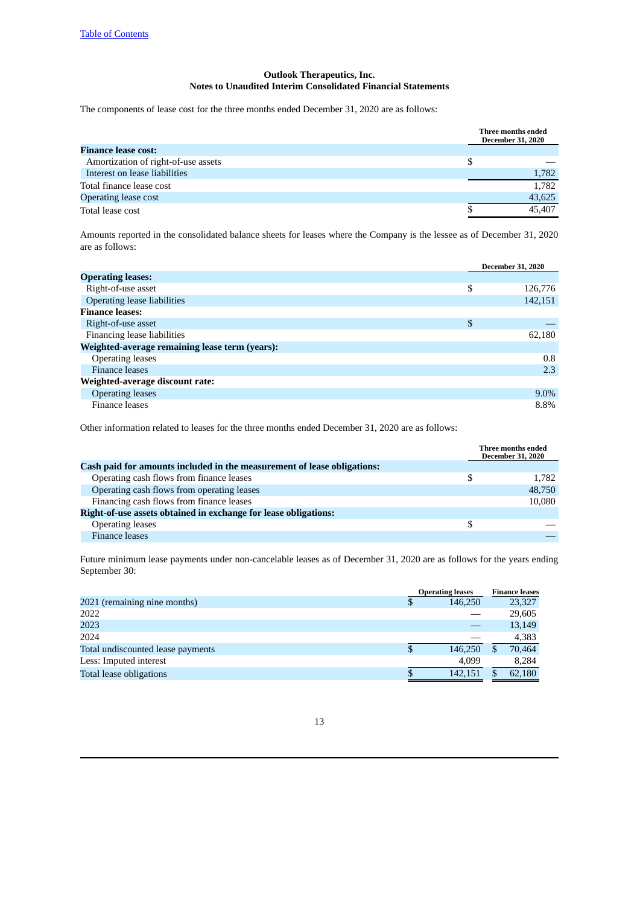**Outlook Therapeutics, Inc.**
**Notes to Unaudited Interim Consolidated Financial Statements**

The components of lease cost for the three months ended December 31, 2020 are as follows:

| | | Three months ended December 31, 2020 |
|---|---|---|
| **Finance lease cost:** | | |
| Amortization of right-of-use assets | $ | — |
| Interest on lease liabilities | | 1,782 |
| Total finance lease cost | | 1,782 |
| Operating lease cost | | 43,625 |
| Total lease cost | $ | 45,407 |

Amounts reported in the consolidated balance sheets for leases where the Company is the lessee as of December 31, 2020 are as follows:

| | | December 31, 2020 |
|---|---|---|
| **Operating leases:** | | |
| Right-of-use asset | $ | 126,776 |
| Operating lease liabilities | | 142,151 |
| **Finance leases:** | | |
| Right-of-use asset | $ | — |
| Financing lease liabilities | | 62,180 |
| **Weighted-average remaining lease term (years):** | | |
| Operating leases | | 0.8 |
| Finance leases | | 2.3 |
| **Weighted-average discount rate:** | | |
| Operating leases | | 9.0% |
| Finance leases | | 8.8% |

Other information related to leases for the three months ended December 31, 2020 are as follows:

| | | Three months ended December 31, 2020 |
|---|---|---|
| **Cash paid for amounts included in the measurement of lease obligations:** | | |
| Operating cash flows from finance leases | $ | 1,782 |
| Operating cash flows from operating leases | | 48,750 |
| Financing cash flows from finance leases | | 10,080 |
| **Right-of-use assets obtained in exchange for lease obligations:** | | |
| Operating leases | $ | — |
| Finance leases | | — |

Future minimum lease payments under non-cancelable leases as of December 31, 2020 are as follows for the years ending September 30:

| | | Operating leases | | Finance leases |
|---|---|---|---|---|
| 2021 (remaining nine months) | $ | 146,250 | | 23,327 |
| 2022 | | — | | 29,605 |
| 2023 | | — | | 13,149 |
| 2024 | | — | | 4,383 |
| Total undiscounted lease payments | $ | 146,250 | $ | 70,464 |
| Less: Imputed interest | | 4,099 | | 8,284 |
| Total lease obligations | $ | 142,151 | $ | 62,180 |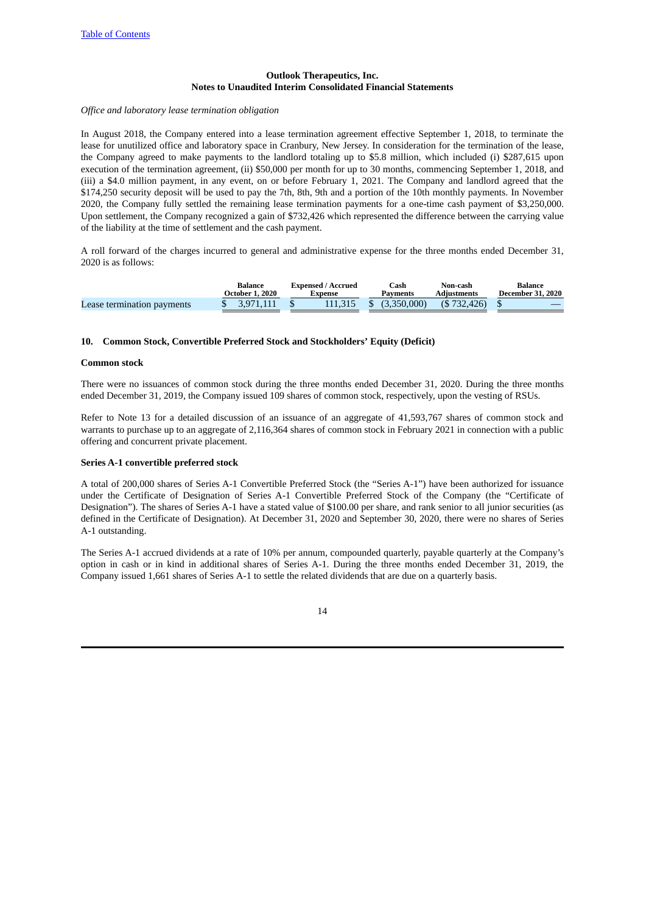*Office and laboratory lease termination obligation*

In August 2018, the Company entered into a lease termination agreement effective September 1, 2018, to terminate the lease for unutilized office and laboratory space in Cranbury, New Jersey. In consideration for the termination of the lease, the Company agreed to make payments to the landlord totaling up to $5.8 million, which included (i) $287,615 upon execution of the termination agreement, (ii) $50,000 per month for up to 30 months, commencing September 1, 2018, and (iii) a $4.0 million payment, in any event, on or before February 1, 2021. The Company and landlord agreed that the $174,250 security deposit will be used to pay the 7th, 8th, 9th and a portion of the 10th monthly payments. In November 2020, the Company fully settled the remaining lease termination payments for a one-time cash payment of $3,250,000. Upon settlement, the Company recognized a gain of $732,426 which represented the difference between the carrying value of the liability at the time of settlement and the cash payment.

A roll forward of the charges incurred to general and administrative expense for the three months ended December 31, 2020 is as follows:

| | Balance October 1, 2020 | Expensed / Accrued Expense | Cash Payments | Non-cash Adjustments | Balance December 31, 2020 |
|---|---|---|---|---|---|
| Lease termination payments | $ 3,971,111 | $ 111,315 | $ (3,350,000) | ($ 732,426) | $ — |

## 10. Common Stock, Convertible Preferred Stock and Stockholders' Equity (Deficit)

### Common stock

There were no issuances of common stock during the three months ended December 31, 2020. During the three months ended December 31, 2019, the Company issued 109 shares of common stock, respectively, upon the vesting of RSUs.

Refer to Note 13 for a detailed discussion of an issuance of an aggregate of 41,593,767 shares of common stock and warrants to purchase up to an aggregate of 2,116,364 shares of common stock in February 2021 in connection with a public offering and concurrent private placement.

### Series A-1 convertible preferred stock

A total of 200,000 shares of Series A-1 Convertible Preferred Stock (the "Series A-1") have been authorized for issuance under the Certificate of Designation of Series A-1 Convertible Preferred Stock of the Company (the "Certificate of Designation"). The shares of Series A-1 have a stated value of $100.00 per share, and rank senior to all junior securities (as defined in the Certificate of Designation). At December 31, 2020 and September 30, 2020, there were no shares of Series A-1 outstanding.

The Series A-1 accrued dividends at a rate of 10% per annum, compounded quarterly, payable quarterly at the Company's option in cash or in kind in additional shares of Series A-1. During the three months ended December 31, 2019, the Company issued 1,661 shares of Series A-1 to settle the related dividends that are due on a quarterly basis.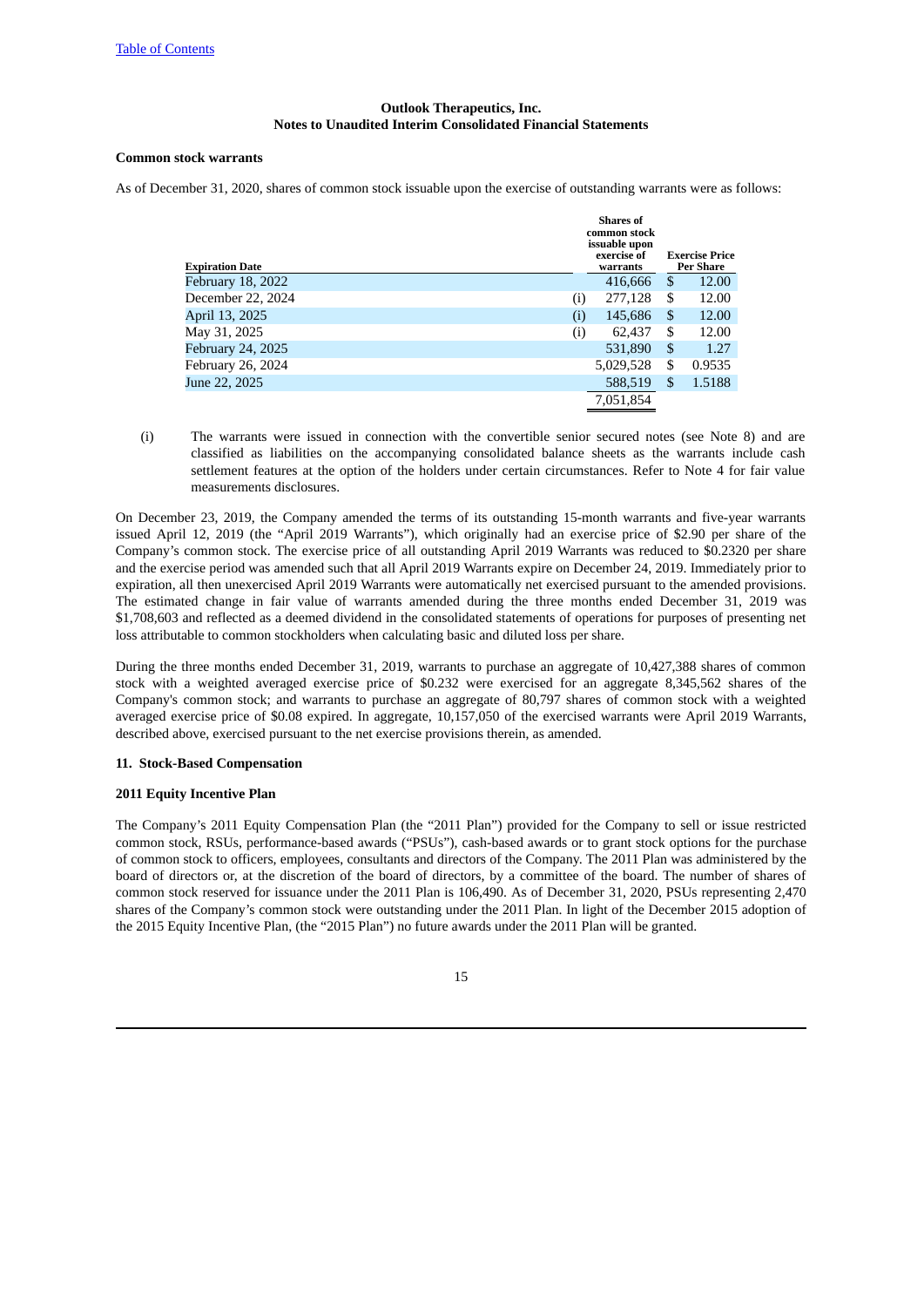**Outlook Therapeutics, Inc.**
**Notes to Unaudited Interim Consolidated Financial Statements**

**Common stock warrants**

As of December 31, 2020, shares of common stock issuable upon the exercise of outstanding warrants were as follows:

| Expiration Date | | Shares of common stock issuable upon exercise of warrants | Exercise Price Per Share |
|---|---|---|---|
| February 18, 2022 | | 416,666 | $ 12.00 |
| December 22, 2024 | (i) | 277,128 | $ 12.00 |
| April 13, 2025 | (i) | 145,686 | $ 12.00 |
| May 31, 2025 | (i) | 62,437 | $ 12.00 |
| February 24, 2025 | | 531,890 | $ 1.27 |
| February 26, 2024 | | 5,029,528 | $ 0.9535 |
| June 22, 2025 | | 588,519 | $ 1.5188 |
| | | 7,051,854 | |

(i) The warrants were issued in connection with the convertible senior secured notes (see Note 8) and are classified as liabilities on the accompanying consolidated balance sheets as the warrants include cash settlement features at the option of the holders under certain circumstances. Refer to Note 4 for fair value measurements disclosures.

On December 23, 2019, the Company amended the terms of its outstanding 15-month warrants and five-year warrants issued April 12, 2019 (the "April 2019 Warrants"), which originally had an exercise price of $2.90 per share of the Company's common stock. The exercise price of all outstanding April 2019 Warrants was reduced to $0.2320 per share and the exercise period was amended such that all April 2019 Warrants expire on December 24, 2019. Immediately prior to expiration, all then unexercised April 2019 Warrants were automatically net exercised pursuant to the amended provisions. The estimated change in fair value of warrants amended during the three months ended December 31, 2019 was $1,708,603 and reflected as a deemed dividend in the consolidated statements of operations for purposes of presenting net loss attributable to common stockholders when calculating basic and diluted loss per share.

During the three months ended December 31, 2019, warrants to purchase an aggregate of 10,427,388 shares of common stock with a weighted averaged exercise price of $0.232 were exercised for an aggregate 8,345,562 shares of the Company's common stock; and warrants to purchase an aggregate of 80,797 shares of common stock with a weighted averaged exercise price of $0.08 expired. In aggregate, 10,157,050 of the exercised warrants were April 2019 Warrants, described above, exercised pursuant to the net exercise provisions therein, as amended.

### 11. Stock-Based Compensation

**2011 Equity Incentive Plan**

The Company's 2011 Equity Compensation Plan (the "2011 Plan") provided for the Company to sell or issue restricted common stock, RSUs, performance-based awards ("PSUs"), cash-based awards or to grant stock options for the purchase of common stock to officers, employees, consultants and directors of the Company. The 2011 Plan was administered by the board of directors or, at the discretion of the board of directors, by a committee of the board. The number of shares of common stock reserved for issuance under the 2011 Plan is 106,490. As of December 31, 2020, PSUs representing 2,470 shares of the Company's common stock were outstanding under the 2011 Plan. In light of the December 2015 adoption of the 2015 Equity Incentive Plan, (the "2015 Plan") no future awards under the 2011 Plan will be granted.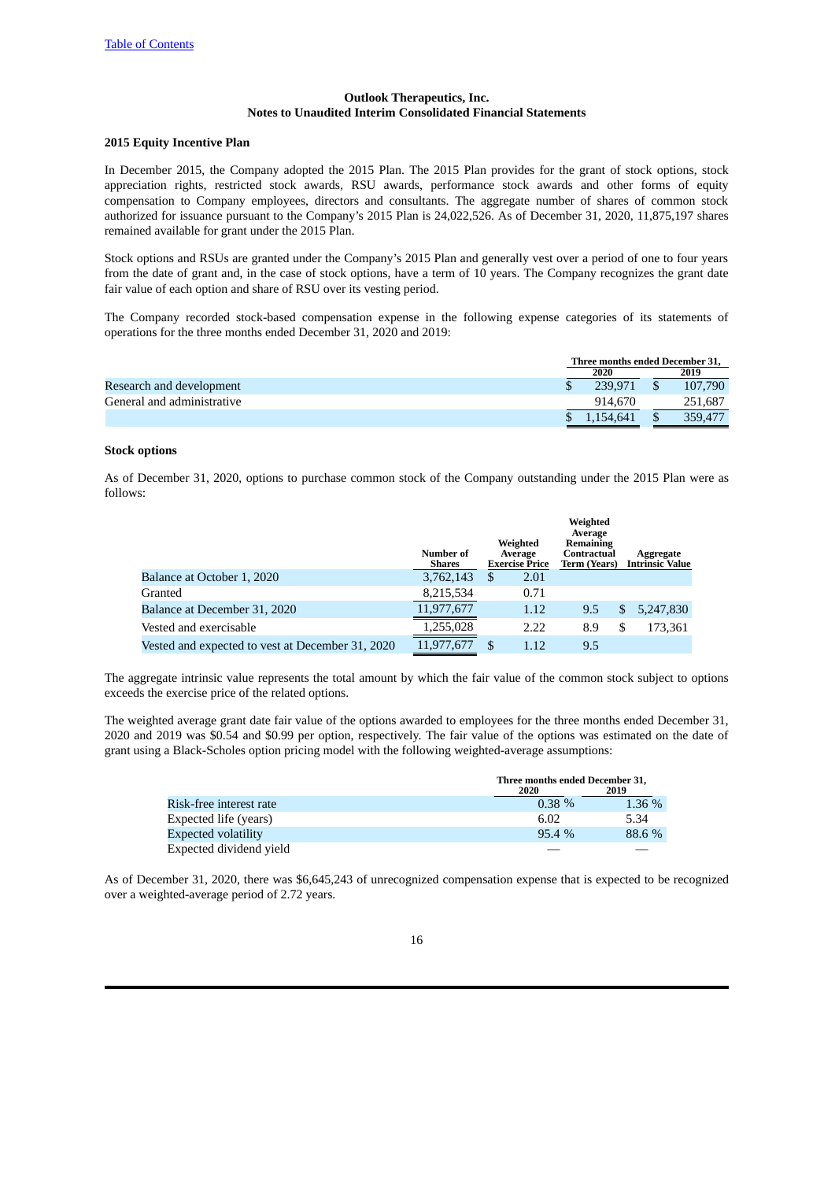**Outlook Therapeutics, Inc.**
**Notes to Unaudited Interim Consolidated Financial Statements**

**2015 Equity Incentive Plan**

In December 2015, the Company adopted the 2015 Plan. The 2015 Plan provides for the grant of stock options, stock appreciation rights, restricted stock awards, RSU awards, performance stock awards and other forms of equity compensation to Company employees, directors and consultants. The aggregate number of shares of common stock authorized for issuance pursuant to the Company's 2015 Plan is 24,022,526. As of December 31, 2020, 11,875,197 shares remained available for grant under the 2015 Plan.

Stock options and RSUs are granted under the Company's 2015 Plan and generally vest over a period of one to four years from the date of grant and, in the case of stock options, have a term of 10 years. The Company recognizes the grant date fair value of each option and share of RSU over its vesting period.

The Company recorded stock-based compensation expense in the following expense categories of its statements of operations for the three months ended December 31, 2020 and 2019:

| | Three months ended December 31, | |
|---|---|---|
| | 2020 | 2019 |
| Research and development | $ 239,971 | $ 107,790 |
| General and administrative | 914,670 | 251,687 |
| | $ 1,154,641 | $ 359,477 |

**Stock options**

As of December 31, 2020, options to purchase common stock of the Company outstanding under the 2015 Plan were as follows:

| | Number of Shares | Weighted Average Exercise Price | Weighted Average Remaining Contractual Term (Years) | Aggregate Intrinsic Value |
|---|---|---|---|---|
| Balance at October 1, 2020 | 3,762,143 | $ 2.01 | | |
| Granted | 8,215,534 | 0.71 | | |
| Balance at December 31, 2020 | 11,977,677 | 1.12 | 9.5 | $ 5,247,830 |
| Vested and exercisable | 1,255,028 | 2.22 | 8.9 | $ 173,361 |
| Vested and expected to vest at December 31, 2020 | 11,977,677 | $ 1.12 | 9.5 | |

The aggregate intrinsic value represents the total amount by which the fair value of the common stock subject to options exceeds the exercise price of the related options.

The weighted average grant date fair value of the options awarded to employees for the three months ended December 31, 2020 and 2019 was $0.54 and $0.99 per option, respectively. The fair value of the options was estimated on the date of grant using a Black-Scholes option pricing model with the following weighted-average assumptions:

| | Three months ended December 31, | |
|---|---|---|
| | 2020 | 2019 |
| Risk-free interest rate | 0.38 % | 1.36 % |
| Expected life (years) | 6.02 | 5.34 |
| Expected volatility | 95.4 % | 88.6 % |
| Expected dividend yield | — | — |

As of December 31, 2020, there was $6,645,243 of unrecognized compensation expense that is expected to be recognized over a weighted-average period of 2.72 years.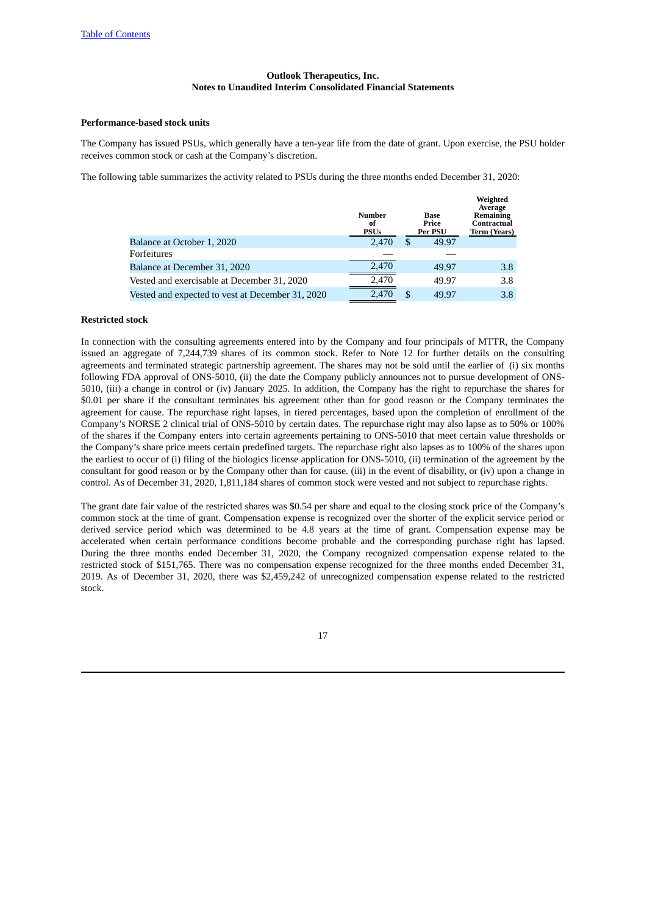**Outlook Therapeutics, Inc.**
**Notes to Unaudited Interim Consolidated Financial Statements**

**Performance-based stock units**

The Company has issued PSUs, which generally have a ten-year life from the date of grant. Upon exercise, the PSU holder receives common stock or cash at the Company's discretion.

The following table summarizes the activity related to PSUs during the three months ended December 31, 2020:

| | Number of PSUs | Base Price Per PSU | Weighted Average Remaining Contractual Term (Years) |
|---|---|---|---|
| Balance at October 1, 2020 | 2,470 | $ 49.97 | |
| Forfeitures | — | — | |
| Balance at December 31, 2020 | 2,470 | 49.97 | 3.8 |
| Vested and exercisable at December 31, 2020 | 2,470 | 49.97 | 3.8 |
| Vested and expected to vest at December 31, 2020 | 2,470 | $ 49.97 | 3.8 |

**Restricted stock**

In connection with the consulting agreements entered into by the Company and four principals of MTTR, the Company issued an aggregate of 7,244,739 shares of its common stock. Refer to Note 12 for further details on the consulting agreements and terminated strategic partnership agreement. The shares may not be sold until the earlier of (i) six months following FDA approval of ONS-5010, (ii) the date the Company publicly announces not to pursue development of ONS-5010, (iii) a change in control or (iv) January 2025. In addition, the Company has the right to repurchase the shares for $0.01 per share if the consultant terminates his agreement other than for good reason or the Company terminates the agreement for cause. The repurchase right lapses, in tiered percentages, based upon the completion of enrollment of the Company's NORSE 2 clinical trial of ONS-5010 by certain dates. The repurchase right may also lapse as to 50% or 100% of the shares if the Company enters into certain agreements pertaining to ONS-5010 that meet certain value thresholds or the Company's share price meets certain predefined targets. The repurchase right also lapses as to 100% of the shares upon the earliest to occur of (i) filing of the biologics license application for ONS-5010, (ii) termination of the agreement by the consultant for good reason or by the Company other than for cause. (iii) in the event of disability, or (iv) upon a change in control. As of December 31, 2020, 1,811,184 shares of common stock were vested and not subject to repurchase rights.

The grant date fair value of the restricted shares was $0.54 per share and equal to the closing stock price of the Company's common stock at the time of grant. Compensation expense is recognized over the shorter of the explicit service period or derived service period which was determined to be 4.8 years at the time of grant. Compensation expense may be accelerated when certain performance conditions become probable and the corresponding purchase right has lapsed. During the three months ended December 31, 2020, the Company recognized compensation expense related to the restricted stock of $151,765. There was no compensation expense recognized for the three months ended December 31, 2019. As of December 31, 2020, there was $2,459,242 of unrecognized compensation expense related to the restricted stock.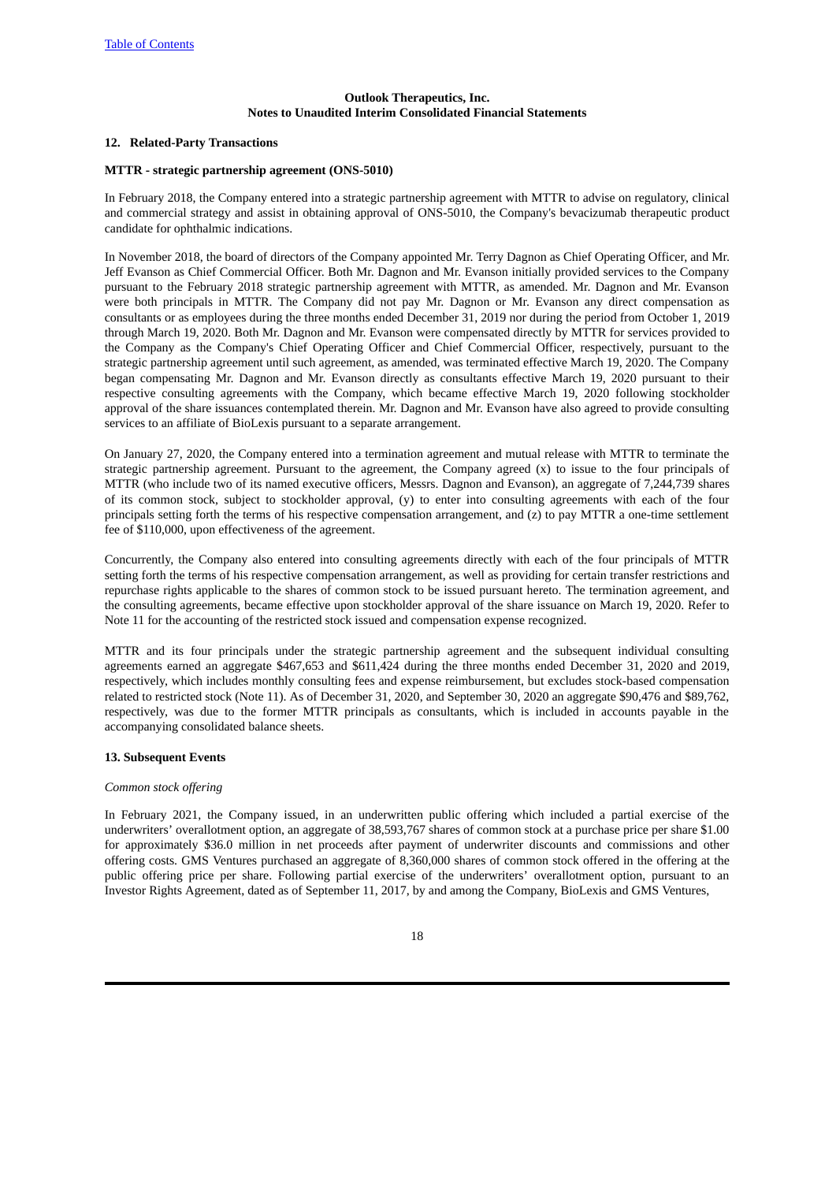**Outlook Therapeutics, Inc.**
**Notes to Unaudited Interim Consolidated Financial Statements**

## 12. Related-Party Transactions

### MTTR - strategic partnership agreement (ONS-5010)

In February 2018, the Company entered into a strategic partnership agreement with MTTR to advise on regulatory, clinical and commercial strategy and assist in obtaining approval of ONS-5010, the Company's bevacizumab therapeutic product candidate for ophthalmic indications.

In November 2018, the board of directors of the Company appointed Mr. Terry Dagnon as Chief Operating Officer, and Mr. Jeff Evanson as Chief Commercial Officer. Both Mr. Dagnon and Mr. Evanson initially provided services to the Company pursuant to the February 2018 strategic partnership agreement with MTTR, as amended. Mr. Dagnon and Mr. Evanson were both principals in MTTR. The Company did not pay Mr. Dagnon or Mr. Evanson any direct compensation as consultants or as employees during the three months ended December 31, 2019 nor during the period from October 1, 2019 through March 19, 2020. Both Mr. Dagnon and Mr. Evanson were compensated directly by MTTR for services provided to the Company as the Company's Chief Operating Officer and Chief Commercial Officer, respectively, pursuant to the strategic partnership agreement until such agreement, as amended, was terminated effective March 19, 2020. The Company began compensating Mr. Dagnon and Mr. Evanson directly as consultants effective March 19, 2020 pursuant to their respective consulting agreements with the Company, which became effective March 19, 2020 following stockholder approval of the share issuances contemplated therein. Mr. Dagnon and Mr. Evanson have also agreed to provide consulting services to an affiliate of BioLexis pursuant to a separate arrangement.

On January 27, 2020, the Company entered into a termination agreement and mutual release with MTTR to terminate the strategic partnership agreement. Pursuant to the agreement, the Company agreed (x) to issue to the four principals of MTTR (who include two of its named executive officers, Messrs. Dagnon and Evanson), an aggregate of 7,244,739 shares of its common stock, subject to stockholder approval, (y) to enter into consulting agreements with each of the four principals setting forth the terms of his respective compensation arrangement, and (z) to pay MTTR a one-time settlement fee of $110,000, upon effectiveness of the agreement.

Concurrently, the Company also entered into consulting agreements directly with each of the four principals of MTTR setting forth the terms of his respective compensation arrangement, as well as providing for certain transfer restrictions and repurchase rights applicable to the shares of common stock to be issued pursuant hereto. The termination agreement, and the consulting agreements, became effective upon stockholder approval of the share issuance on March 19, 2020. Refer to Note 11 for the accounting of the restricted stock issued and compensation expense recognized.

MTTR and its four principals under the strategic partnership agreement and the subsequent individual consulting agreements earned an aggregate $467,653 and $611,424 during the three months ended December 31, 2020 and 2019, respectively, which includes monthly consulting fees and expense reimbursement, but excludes stock-based compensation related to restricted stock (Note 11). As of December 31, 2020, and September 30, 2020 an aggregate $90,476 and $89,762, respectively, was due to the former MTTR principals as consultants, which is included in accounts payable in the accompanying consolidated balance sheets.

## 13. Subsequent Events

*Common stock offering*

In February 2021, the Company issued, in an underwritten public offering which included a partial exercise of the underwriters' overallotment option, an aggregate of 38,593,767 shares of common stock at a purchase price per share $1.00 for approximately $36.0 million in net proceeds after payment of underwriter discounts and commissions and other offering costs. GMS Ventures purchased an aggregate of 8,360,000 shares of common stock offered in the offering at the public offering price per share. Following partial exercise of the underwriters' overallotment option, pursuant to an Investor Rights Agreement, dated as of September 11, 2017, by and among the Company, BioLexis and GMS Ventures,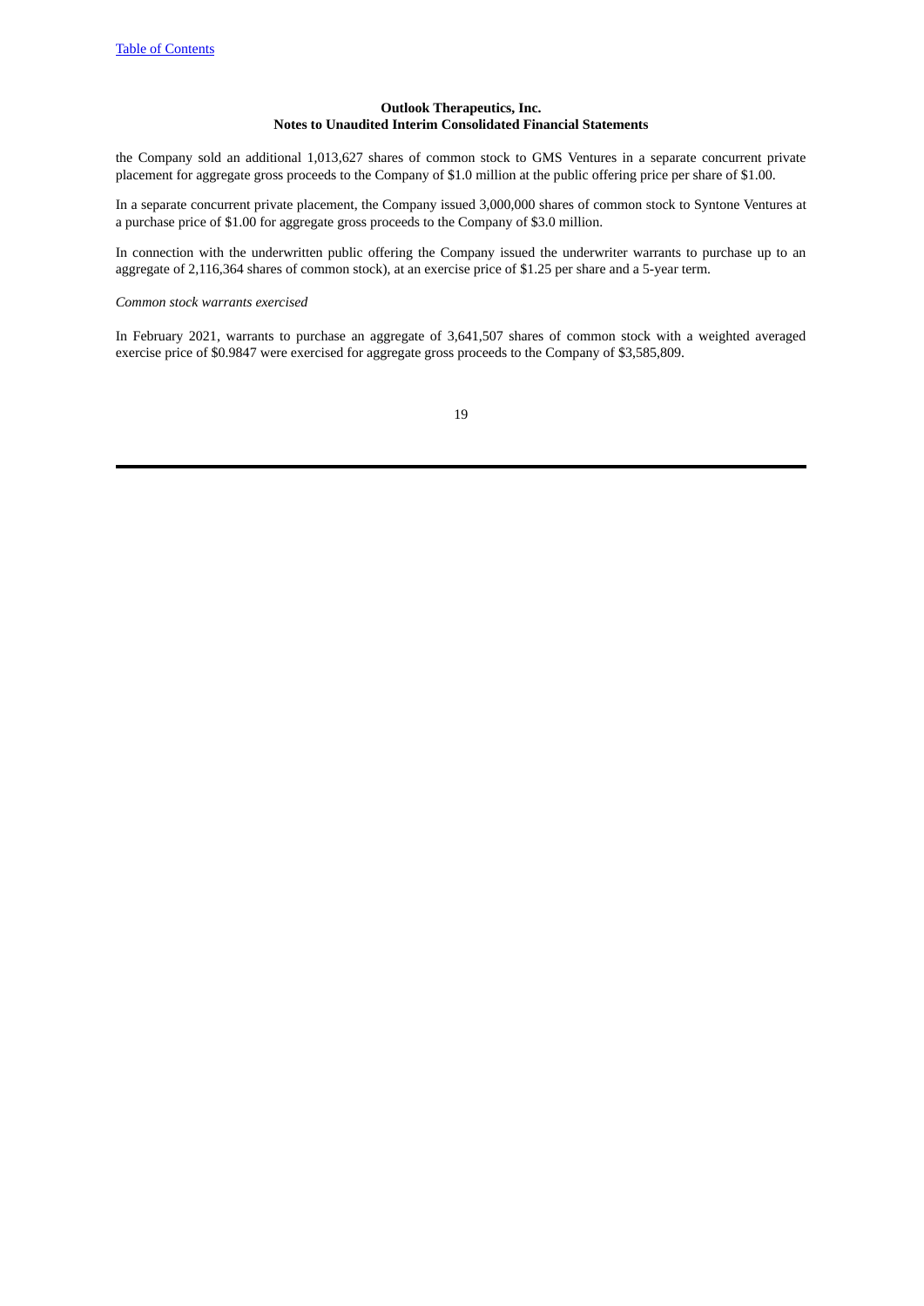the Company sold an additional 1,013,627 shares of common stock to GMS Ventures in a separate concurrent private placement for aggregate gross proceeds to the Company of $1.0 million at the public offering price per share of $1.00.

In a separate concurrent private placement, the Company issued 3,000,000 shares of common stock to Syntone Ventures at a purchase price of $1.00 for aggregate gross proceeds to the Company of $3.0 million.

In connection with the underwritten public offering the Company issued the underwriter warrants to purchase up to an aggregate of 2,116,364 shares of common stock), at an exercise price of $1.25 per share and a 5-year term.

*Common stock warrants exercised*

In February 2021, warrants to purchase an aggregate of 3,641,507 shares of common stock with a weighted averaged exercise price of $0.9847 were exercised for aggregate gross proceeds to the Company of $3,585,809.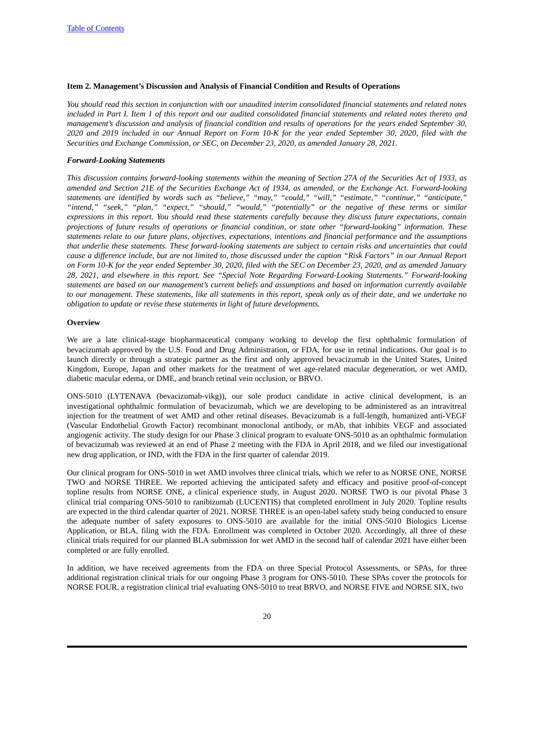**Item 2. Management's Discussion and Analysis of Financial Condition and Results of Operations**

*You should read this section in conjunction with our unaudited interim consolidated financial statements and related notes included in Part I. Item 1 of this report and our audited consolidated financial statements and related notes thereto and management's discussion and analysis of financial condition and results of operations for the years ended September 30, 2020 and 2019 included in our Annual Report on Form 10-K for the year ended September 30, 2020, filed with the Securities and Exchange Commission, or SEC, on December 23, 2020, as amended January 28, 2021.*

***Forward-Looking Statements***

*This discussion contains forward-looking statements within the meaning of Section 27A of the Securities Act of 1933, as amended and Section 21E of the Securities Exchange Act of 1934, as amended, or the Exchange Act. Forward-looking statements are identified by words such as "believe," "may," "could," "will," "estimate," "continue," "anticipate," "intend," "seek," "plan," "expect," "should," "would," "potentially" or the negative of these terms or similar expressions in this report. You should read these statements carefully because they discuss future expectations, contain projections of future results of operations or financial condition, or state other "forward-looking" information. These statements relate to our future plans, objectives, expectations, intentions and financial performance and the assumptions that underlie these statements. These forward-looking statements are subject to certain risks and uncertainties that could cause a difference include, but are not limited to, those discussed under the caption "Risk Factors" in our Annual Report on Form 10-K for the year ended September 30, 2020, filed with the SEC on December 23, 2020, and as amended January 28, 2021, and elsewhere in this report. See "Special Note Regarding Forward-Looking Statements." Forward-looking statements are based on our management's current beliefs and assumptions and based on information currently available to our management. These statements, like all statements in this report, speak only as of their date, and we undertake no obligation to update or revise these statements in light of future developments.*

**Overview**

We are a late clinical-stage biopharmaceutical company working to develop the first ophthalmic formulation of bevacizumab approved by the U.S. Food and Drug Administration, or FDA, for use in retinal indications. Our goal is to launch directly or through a strategic partner as the first and only approved bevacizumab in the United States, United Kingdom, Europe, Japan and other markets for the treatment of wet age-related macular degeneration, or wet AMD, diabetic macular edema, or DME, and branch retinal vein occlusion, or BRVO.

ONS-5010 (LYTENAVA (bevacizumab-vikg)), our sole product candidate in active clinical development, is an investigational ophthalmic formulation of bevacizumab, which we are developing to be administered as an intravitreal injection for the treatment of wet AMD and other retinal diseases. Bevacizumab is a full-length, humanized anti-VEGF (Vascular Endothelial Growth Factor) recombinant monoclonal antibody, or mAb, that inhibits VEGF and associated angiogenic activity. The study design for our Phase 3 clinical program to evaluate ONS-5010 as an ophthalmic formulation of bevacizumab was reviewed at an end of Phase 2 meeting with the FDA in April 2018, and we filed our investigational new drug application, or IND, with the FDA in the first quarter of calendar 2019.

Our clinical program for ONS-5010 in wet AMD involves three clinical trials, which we refer to as NORSE ONE, NORSE TWO and NORSE THREE. We reported achieving the anticipated safety and efficacy and positive proof-of-concept topline results from NORSE ONE, a clinical experience study, in August 2020. NORSE TWO is our pivotal Phase 3 clinical trial comparing ONS-5010 to ranibizumab (LUCENTIS) that completed enrollment in July 2020. Topline results are expected in the third calendar quarter of 2021. NORSE THREE is an open-label safety study being conducted to ensure the adequate number of safety exposures to ONS-5010 are available for the initial ONS-5010 Biologics License Application, or BLA, filing with the FDA. Enrollment was completed in October 2020. Accordingly, all three of these clinical trials required for our planned BLA submission for wet AMD in the second half of calendar 2021 have either been completed or are fully enrolled.

In addition, we have received agreements from the FDA on three Special Protocol Assessments, or SPAs, for three additional registration clinical trials for our ongoing Phase 3 program for ONS-5010. These SPAs cover the protocols for NORSE FOUR, a registration clinical trial evaluating ONS-5010 to treat BRVO, and NORSE FIVE and NORSE SIX, two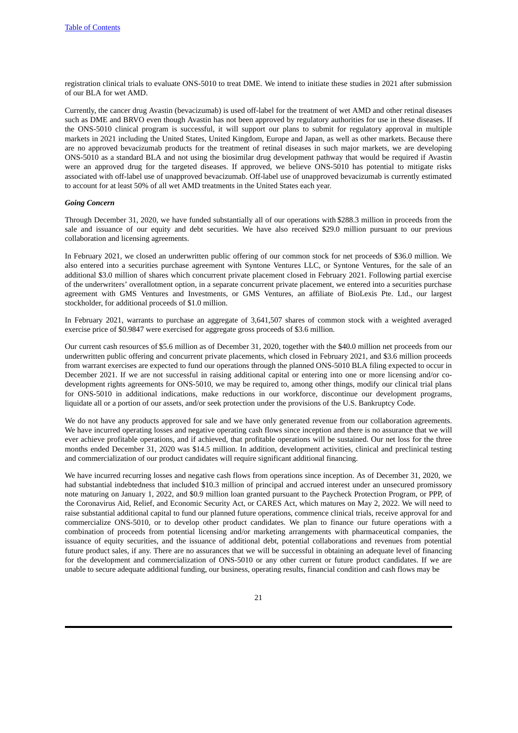registration clinical trials to evaluate ONS-5010 to treat DME. We intend to initiate these studies in 2021 after submission of our BLA for wet AMD.

Currently, the cancer drug Avastin (bevacizumab) is used off-label for the treatment of wet AMD and other retinal diseases such as DME and BRVO even though Avastin has not been approved by regulatory authorities for use in these diseases. If the ONS-5010 clinical program is successful, it will support our plans to submit for regulatory approval in multiple markets in 2021 including the United States, United Kingdom, Europe and Japan, as well as other markets. Because there are no approved bevacizumab products for the treatment of retinal diseases in such major markets, we are developing ONS-5010 as a standard BLA and not using the biosimilar drug development pathway that would be required if Avastin were an approved drug for the targeted diseases. If approved, we believe ONS-5010 has potential to mitigate risks associated with off-label use of unapproved bevacizumab. Off-label use of unapproved bevacizumab is currently estimated to account for at least 50% of all wet AMD treatments in the United States each year.

***Going Concern***

Through December 31, 2020, we have funded substantially all of our operations with $288.3 million in proceeds from the sale and issuance of our equity and debt securities. We have also received $29.0 million pursuant to our previous collaboration and licensing agreements.

In February 2021, we closed an underwritten public offering of our common stock for net proceeds of $36.0 million. We also entered into a securities purchase agreement with Syntone Ventures LLC, or Syntone Ventures, for the sale of an additional $3.0 million of shares which concurrent private placement closed in February 2021. Following partial exercise of the underwriters' overallotment option, in a separate concurrent private placement, we entered into a securities purchase agreement with GMS Ventures and Investments, or GMS Ventures, an affiliate of BioLexis Pte. Ltd., our largest stockholder, for additional proceeds of $1.0 million.

In February 2021, warrants to purchase an aggregate of 3,641,507 shares of common stock with a weighted averaged exercise price of $0.9847 were exercised for aggregate gross proceeds of $3.6 million.

Our current cash resources of $5.6 million as of December 31, 2020, together with the $40.0 million net proceeds from our underwritten public offering and concurrent private placements, which closed in February 2021, and $3.6 million proceeds from warrant exercises are expected to fund our operations through the planned ONS-5010 BLA filing expected to occur in December 2021. If we are not successful in raising additional capital or entering into one or more licensing and/or co-development rights agreements for ONS-5010, we may be required to, among other things, modify our clinical trial plans for ONS-5010 in additional indications, make reductions in our workforce, discontinue our development programs, liquidate all or a portion of our assets, and/or seek protection under the provisions of the U.S. Bankruptcy Code.

We do not have any products approved for sale and we have only generated revenue from our collaboration agreements. We have incurred operating losses and negative operating cash flows since inception and there is no assurance that we will ever achieve profitable operations, and if achieved, that profitable operations will be sustained. Our net loss for the three months ended December 31, 2020 was $14.5 million. In addition, development activities, clinical and preclinical testing and commercialization of our product candidates will require significant additional financing.

We have incurred recurring losses and negative cash flows from operations since inception. As of December 31, 2020, we had substantial indebtedness that included $10.3 million of principal and accrued interest under an unsecured promissory note maturing on January 1, 2022, and $0.9 million loan granted pursuant to the Paycheck Protection Program, or PPP, of the Coronavirus Aid, Relief, and Economic Security Act, or CARES Act, which matures on May 2, 2022. We will need to raise substantial additional capital to fund our planned future operations, commence clinical trials, receive approval for and commercialize ONS-5010, or to develop other product candidates. We plan to finance our future operations with a combination of proceeds from potential licensing and/or marketing arrangements with pharmaceutical companies, the issuance of equity securities, and the issuance of additional debt, potential collaborations and revenues from potential future product sales, if any. There are no assurances that we will be successful in obtaining an adequate level of financing for the development and commercialization of ONS-5010 or any other current or future product candidates. If we are unable to secure adequate additional funding, our business, operating results, financial condition and cash flows may be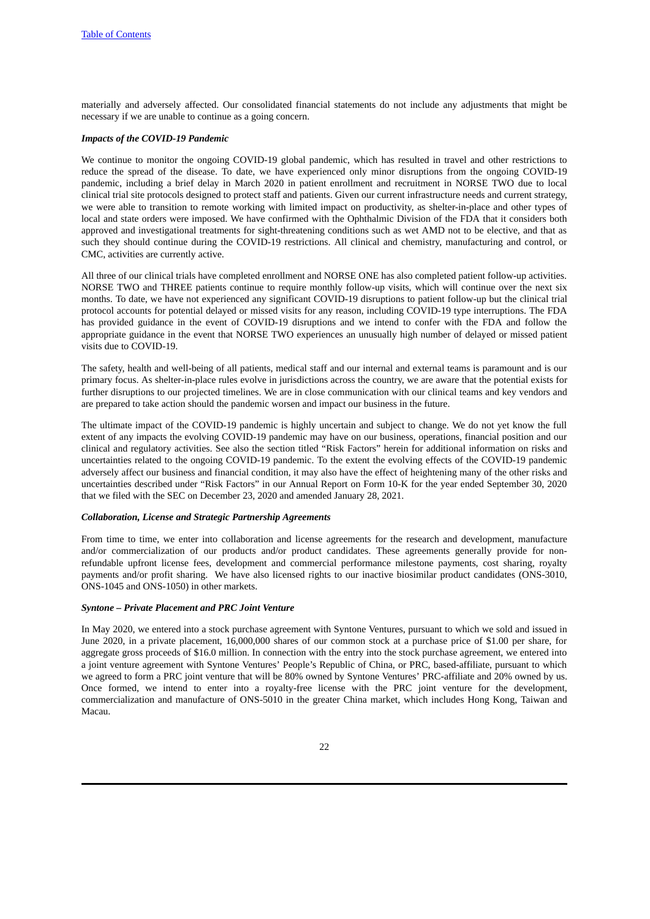materially and adversely affected. Our consolidated financial statements do not include any adjustments that might be necessary if we are unable to continue as a going concern.

***Impacts of the COVID-19 Pandemic***

We continue to monitor the ongoing COVID-19 global pandemic, which has resulted in travel and other restrictions to reduce the spread of the disease. To date, we have experienced only minor disruptions from the ongoing COVID-19 pandemic, including a brief delay in March 2020 in patient enrollment and recruitment in NORSE TWO due to local clinical trial site protocols designed to protect staff and patients. Given our current infrastructure needs and current strategy, we were able to transition to remote working with limited impact on productivity, as shelter-in-place and other types of local and state orders were imposed. We have confirmed with the Ophthalmic Division of the FDA that it considers both approved and investigational treatments for sight-threatening conditions such as wet AMD not to be elective, and that as such they should continue during the COVID-19 restrictions. All clinical and chemistry, manufacturing and control, or CMC, activities are currently active.

All three of our clinical trials have completed enrollment and NORSE ONE has also completed patient follow-up activities. NORSE TWO and THREE patients continue to require monthly follow-up visits, which will continue over the next six months. To date, we have not experienced any significant COVID-19 disruptions to patient follow-up but the clinical trial protocol accounts for potential delayed or missed visits for any reason, including COVID-19 type interruptions. The FDA has provided guidance in the event of COVID-19 disruptions and we intend to confer with the FDA and follow the appropriate guidance in the event that NORSE TWO experiences an unusually high number of delayed or missed patient visits due to COVID-19.

The safety, health and well-being of all patients, medical staff and our internal and external teams is paramount and is our primary focus. As shelter-in-place rules evolve in jurisdictions across the country, we are aware that the potential exists for further disruptions to our projected timelines. We are in close communication with our clinical teams and key vendors and are prepared to take action should the pandemic worsen and impact our business in the future.

The ultimate impact of the COVID-19 pandemic is highly uncertain and subject to change. We do not yet know the full extent of any impacts the evolving COVID-19 pandemic may have on our business, operations, financial position and our clinical and regulatory activities. See also the section titled "Risk Factors" herein for additional information on risks and uncertainties related to the ongoing COVID-19 pandemic. To the extent the evolving effects of the COVID-19 pandemic adversely affect our business and financial condition, it may also have the effect of heightening many of the other risks and uncertainties described under "Risk Factors" in our Annual Report on Form 10-K for the year ended September 30, 2020 that we filed with the SEC on December 23, 2020 and amended January 28, 2021.

***Collaboration, License and Strategic Partnership Agreements***

From time to time, we enter into collaboration and license agreements for the research and development, manufacture and/or commercialization of our products and/or product candidates. These agreements generally provide for non-refundable upfront license fees, development and commercial performance milestone payments, cost sharing, royalty payments and/or profit sharing. We have also licensed rights to our inactive biosimilar product candidates (ONS-3010, ONS-1045 and ONS-1050) in other markets.

***Syntone – Private Placement and PRC Joint Venture***

In May 2020, we entered into a stock purchase agreement with Syntone Ventures, pursuant to which we sold and issued in June 2020, in a private placement, 16,000,000 shares of our common stock at a purchase price of $1.00 per share, for aggregate gross proceeds of $16.0 million. In connection with the entry into the stock purchase agreement, we entered into a joint venture agreement with Syntone Ventures' People's Republic of China, or PRC, based-affiliate, pursuant to which we agreed to form a PRC joint venture that will be 80% owned by Syntone Ventures' PRC-affiliate and 20% owned by us. Once formed, we intend to enter into a royalty-free license with the PRC joint venture for the development, commercialization and manufacture of ONS-5010 in the greater China market, which includes Hong Kong, Taiwan and Macau.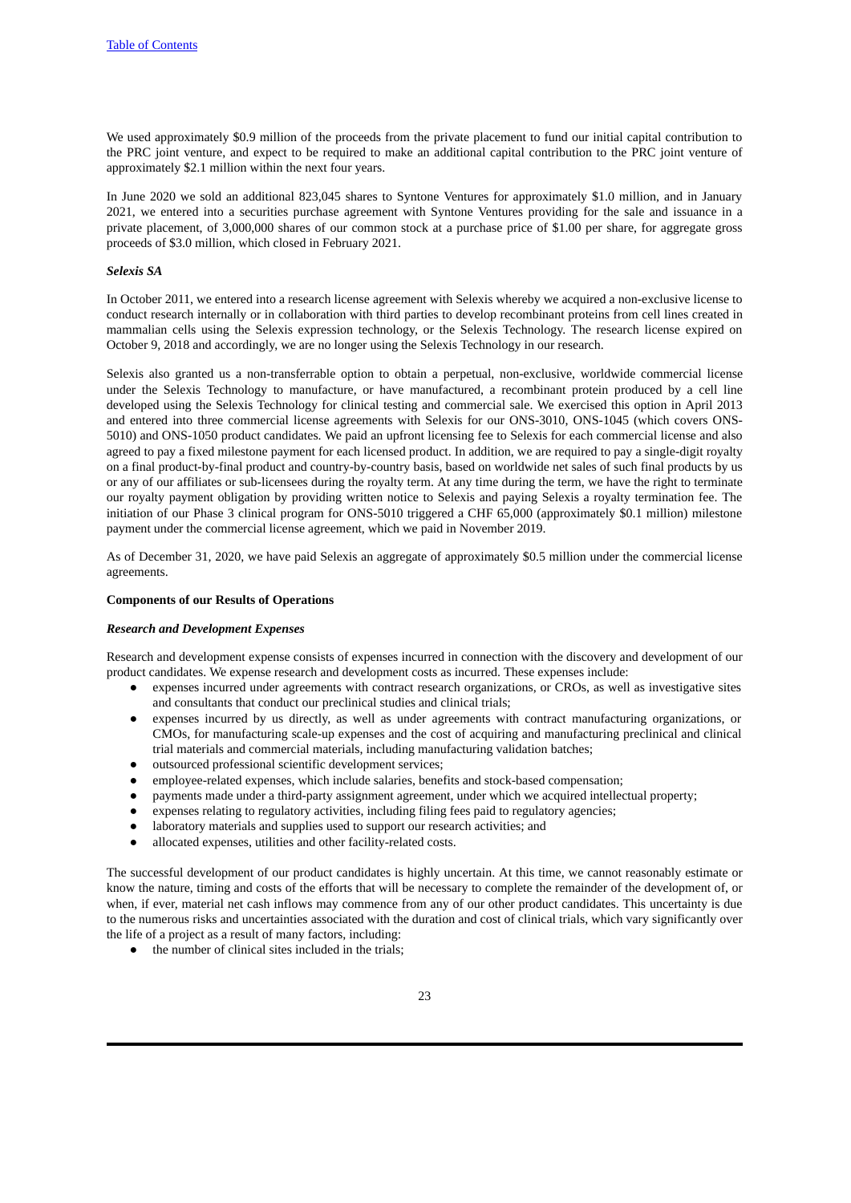We used approximately $0.9 million of the proceeds from the private placement to fund our initial capital contribution to the PRC joint venture, and expect to be required to make an additional capital contribution to the PRC joint venture of approximately $2.1 million within the next four years.

In June 2020 we sold an additional 823,045 shares to Syntone Ventures for approximately $1.0 million, and in January 2021, we entered into a securities purchase agreement with Syntone Ventures providing for the sale and issuance in a private placement, of 3,000,000 shares of our common stock at a purchase price of $1.00 per share, for aggregate gross proceeds of $3.0 million, which closed in February 2021.

***Selexis SA***

In October 2011, we entered into a research license agreement with Selexis whereby we acquired a non-exclusive license to conduct research internally or in collaboration with third parties to develop recombinant proteins from cell lines created in mammalian cells using the Selexis expression technology, or the Selexis Technology. The research license expired on October 9, 2018 and accordingly, we are no longer using the Selexis Technology in our research.

Selexis also granted us a non-transferrable option to obtain a perpetual, non-exclusive, worldwide commercial license under the Selexis Technology to manufacture, or have manufactured, a recombinant protein produced by a cell line developed using the Selexis Technology for clinical testing and commercial sale. We exercised this option in April 2013 and entered into three commercial license agreements with Selexis for our ONS-3010, ONS-1045 (which covers ONS-5010) and ONS-1050 product candidates. We paid an upfront licensing fee to Selexis for each commercial license and also agreed to pay a fixed milestone payment for each licensed product. In addition, we are required to pay a single-digit royalty on a final product-by-final product and country-by-country basis, based on worldwide net sales of such final products by us or any of our affiliates or sub-licensees during the royalty term. At any time during the term, we have the right to terminate our royalty payment obligation by providing written notice to Selexis and paying Selexis a royalty termination fee. The initiation of our Phase 3 clinical program for ONS-5010 triggered a CHF 65,000 (approximately $0.1 million) milestone payment under the commercial license agreement, which we paid in November 2019.

As of December 31, 2020, we have paid Selexis an aggregate of approximately $0.5 million under the commercial license agreements.

**Components of our Results of Operations**

***Research and Development Expenses***

Research and development expense consists of expenses incurred in connection with the discovery and development of our product candidates. We expense research and development costs as incurred. These expenses include:

- expenses incurred under agreements with contract research organizations, or CROs, as well as investigative sites and consultants that conduct our preclinical studies and clinical trials;
- expenses incurred by us directly, as well as under agreements with contract manufacturing organizations, or CMOs, for manufacturing scale-up expenses and the cost of acquiring and manufacturing preclinical and clinical trial materials and commercial materials, including manufacturing validation batches;
- outsourced professional scientific development services;
- employee-related expenses, which include salaries, benefits and stock-based compensation;
- payments made under a third-party assignment agreement, under which we acquired intellectual property;
- expenses relating to regulatory activities, including filing fees paid to regulatory agencies;
- laboratory materials and supplies used to support our research activities; and
- allocated expenses, utilities and other facility-related costs.

The successful development of our product candidates is highly uncertain. At this time, we cannot reasonably estimate or know the nature, timing and costs of the efforts that will be necessary to complete the remainder of the development of, or when, if ever, material net cash inflows may commence from any of our other product candidates. This uncertainty is due to the numerous risks and uncertainties associated with the duration and cost of clinical trials, which vary significantly over the life of a project as a result of many factors, including:

- the number of clinical sites included in the trials;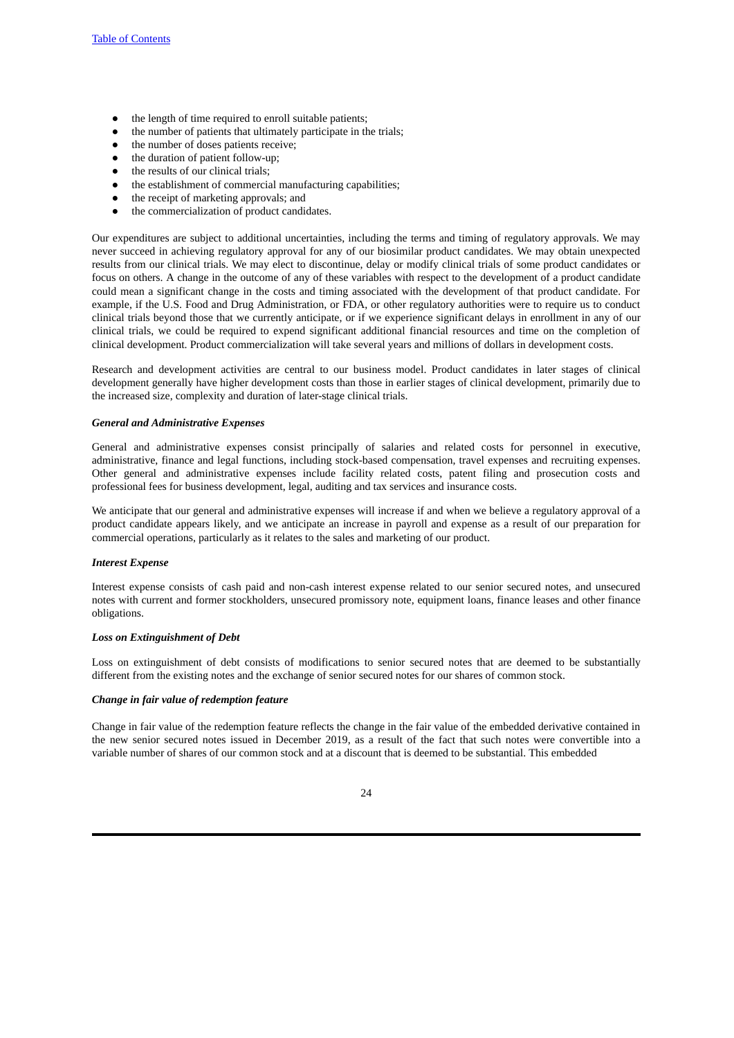- the length of time required to enroll suitable patients;
- the number of patients that ultimately participate in the trials;
- the number of doses patients receive;
- the duration of patient follow-up;
- the results of our clinical trials;
- the establishment of commercial manufacturing capabilities;
- the receipt of marketing approvals; and
- the commercialization of product candidates.

Our expenditures are subject to additional uncertainties, including the terms and timing of regulatory approvals. We may never succeed in achieving regulatory approval for any of our biosimilar product candidates. We may obtain unexpected results from our clinical trials. We may elect to discontinue, delay or modify clinical trials of some product candidates or focus on others. A change in the outcome of any of these variables with respect to the development of a product candidate could mean a significant change in the costs and timing associated with the development of that product candidate. For example, if the U.S. Food and Drug Administration, or FDA, or other regulatory authorities were to require us to conduct clinical trials beyond those that we currently anticipate, or if we experience significant delays in enrollment in any of our clinical trials, we could be required to expend significant additional financial resources and time on the completion of clinical development. Product commercialization will take several years and millions of dollars in development costs.

Research and development activities are central to our business model. Product candidates in later stages of clinical development generally have higher development costs than those in earlier stages of clinical development, primarily due to the increased size, complexity and duration of later-stage clinical trials.

***General and Administrative Expenses***

General and administrative expenses consist principally of salaries and related costs for personnel in executive, administrative, finance and legal functions, including stock-based compensation, travel expenses and recruiting expenses. Other general and administrative expenses include facility related costs, patent filing and prosecution costs and professional fees for business development, legal, auditing and tax services and insurance costs.

We anticipate that our general and administrative expenses will increase if and when we believe a regulatory approval of a product candidate appears likely, and we anticipate an increase in payroll and expense as a result of our preparation for commercial operations, particularly as it relates to the sales and marketing of our product.

***Interest Expense***

Interest expense consists of cash paid and non-cash interest expense related to our senior secured notes, and unsecured notes with current and former stockholders, unsecured promissory note, equipment loans, finance leases and other finance obligations.

***Loss on Extinguishment of Debt***

Loss on extinguishment of debt consists of modifications to senior secured notes that are deemed to be substantially different from the existing notes and the exchange of senior secured notes for our shares of common stock.

***Change in fair value of redemption feature***

Change in fair value of the redemption feature reflects the change in the fair value of the embedded derivative contained in the new senior secured notes issued in December 2019, as a result of the fact that such notes were convertible into a variable number of shares of our common stock and at a discount that is deemed to be substantial. This embedded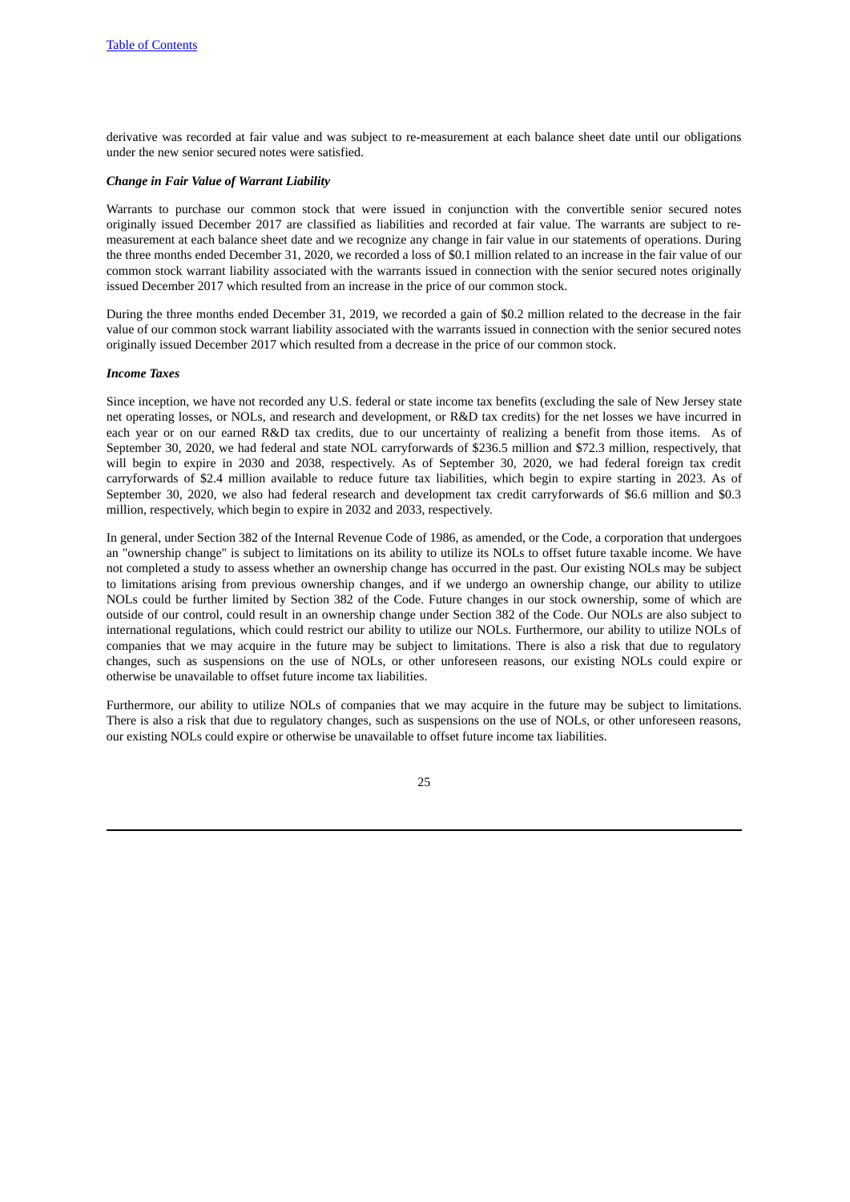derivative was recorded at fair value and was subject to re-measurement at each balance sheet date until our obligations under the new senior secured notes were satisfied.

***Change in Fair Value of Warrant Liability***

Warrants to purchase our common stock that were issued in conjunction with the convertible senior secured notes originally issued December 2017 are classified as liabilities and recorded at fair value. The warrants are subject to re-measurement at each balance sheet date and we recognize any change in fair value in our statements of operations. During the three months ended December 31, 2020, we recorded a loss of $0.1 million related to an increase in the fair value of our common stock warrant liability associated with the warrants issued in connection with the senior secured notes originally issued December 2017 which resulted from an increase in the price of our common stock.

During the three months ended December 31, 2019, we recorded a gain of $0.2 million related to the decrease in the fair value of our common stock warrant liability associated with the warrants issued in connection with the senior secured notes originally issued December 2017 which resulted from a decrease in the price of our common stock.

***Income Taxes***

Since inception, we have not recorded any U.S. federal or state income tax benefits (excluding the sale of New Jersey state net operating losses, or NOLs, and research and development, or R&D tax credits) for the net losses we have incurred in each year or on our earned R&D tax credits, due to our uncertainty of realizing a benefit from those items. As of September 30, 2020, we had federal and state NOL carryforwards of $236.5 million and $72.3 million, respectively, that will begin to expire in 2030 and 2038, respectively. As of September 30, 2020, we had federal foreign tax credit carryforwards of $2.4 million available to reduce future tax liabilities, which begin to expire starting in 2023. As of September 30, 2020, we also had federal research and development tax credit carryforwards of $6.6 million and $0.3 million, respectively, which begin to expire in 2032 and 2033, respectively.

In general, under Section 382 of the Internal Revenue Code of 1986, as amended, or the Code, a corporation that undergoes an "ownership change" is subject to limitations on its ability to utilize its NOLs to offset future taxable income. We have not completed a study to assess whether an ownership change has occurred in the past. Our existing NOLs may be subject to limitations arising from previous ownership changes, and if we undergo an ownership change, our ability to utilize NOLs could be further limited by Section 382 of the Code. Future changes in our stock ownership, some of which are outside of our control, could result in an ownership change under Section 382 of the Code. Our NOLs are also subject to international regulations, which could restrict our ability to utilize our NOLs. Furthermore, our ability to utilize NOLs of companies that we may acquire in the future may be subject to limitations. There is also a risk that due to regulatory changes, such as suspensions on the use of NOLs, or other unforeseen reasons, our existing NOLs could expire or otherwise be unavailable to offset future income tax liabilities.

Furthermore, our ability to utilize NOLs of companies that we may acquire in the future may be subject to limitations. There is also a risk that due to regulatory changes, such as suspensions on the use of NOLs, or other unforeseen reasons, our existing NOLs could expire or otherwise be unavailable to offset future income tax liabilities.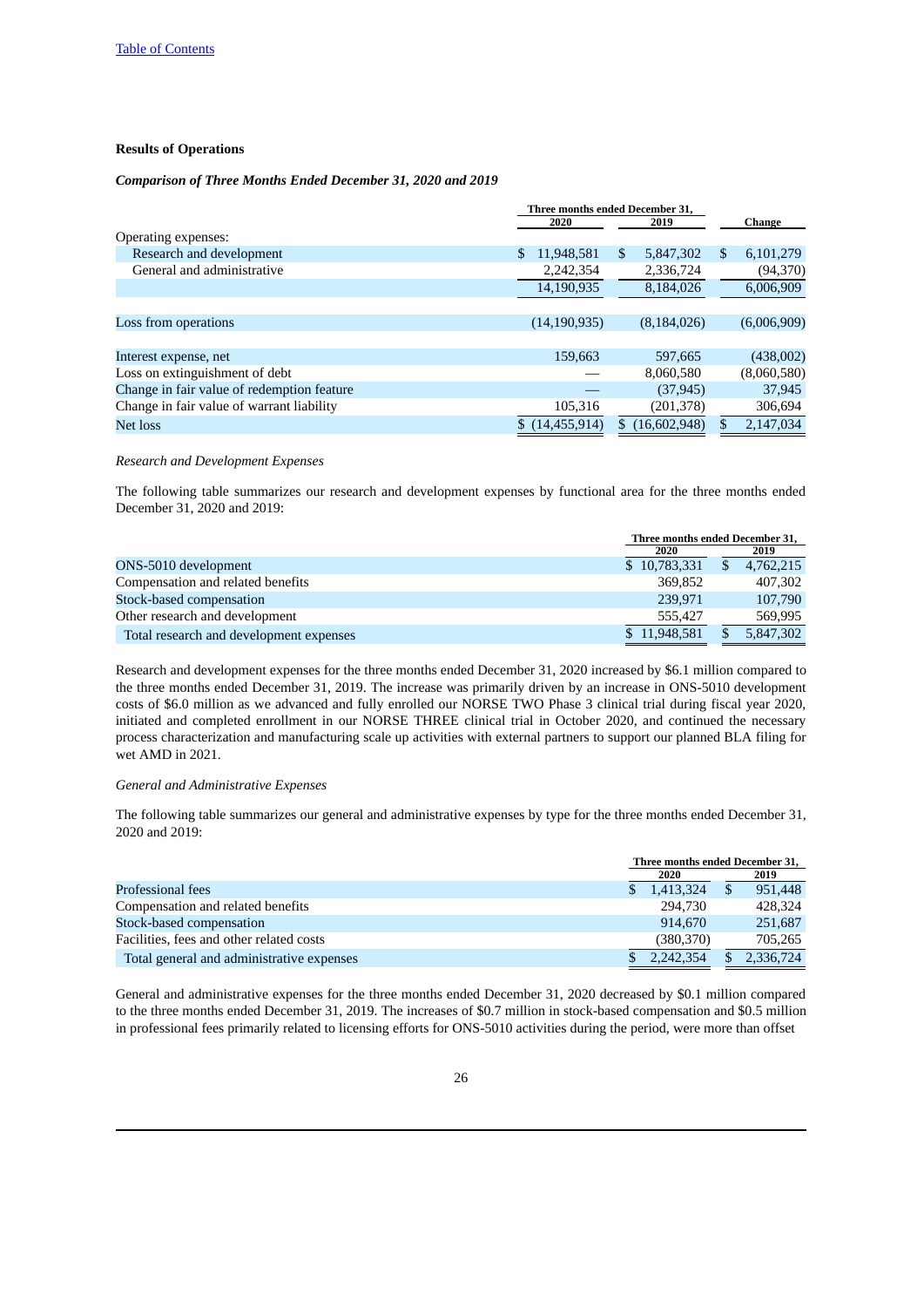**Results of Operations**

***Comparison of Three Months Ended December 31, 2020 and 2019***

| | Three months ended December 31, | | |
|---|---|---|---|
| | 2020 | 2019 | Change |
| Operating expenses: | | | |
| Research and development | $ 11,948,581 | $ 5,847,302 | $ 6,101,279 |
| General and administrative | 2,242,354 | 2,336,724 | (94,370) |
| | 14,190,935 | 8,184,026 | 6,006,909 |
| Loss from operations | (14,190,935) | (8,184,026) | (6,006,909) |
| Interest expense, net | 159,663 | 597,665 | (438,002) |
| Loss on extinguishment of debt | — | 8,060,580 | (8,060,580) |
| Change in fair value of redemption feature | — | (37,945) | 37,945 |
| Change in fair value of warrant liability | 105,316 | (201,378) | 306,694 |
| Net loss | $ (14,455,914) | $ (16,602,948) | $ 2,147,034 |

*Research and Development Expenses*

The following table summarizes our research and development expenses by functional area for the three months ended December 31, 2020 and 2019:

| | Three months ended December 31, | |
|---|---|---|
| | 2020 | 2019 |
| ONS-5010 development | $ 10,783,331 | $ 4,762,215 |
| Compensation and related benefits | 369,852 | 407,302 |
| Stock-based compensation | 239,971 | 107,790 |
| Other research and development | 555,427 | 569,995 |
| Total research and development expenses | $ 11,948,581 | $ 5,847,302 |

Research and development expenses for the three months ended December 31, 2020 increased by $6.1 million compared to the three months ended December 31, 2019. The increase was primarily driven by an increase in ONS-5010 development costs of $6.0 million as we advanced and fully enrolled our NORSE TWO Phase 3 clinical trial during fiscal year 2020, initiated and completed enrollment in our NORSE THREE clinical trial in October 2020, and continued the necessary process characterization and manufacturing scale up activities with external partners to support our planned BLA filing for wet AMD in 2021.

*General and Administrative Expenses*

The following table summarizes our general and administrative expenses by type for the three months ended December 31, 2020 and 2019:

| | Three months ended December 31, | |
|---|---|---|
| | 2020 | 2019 |
| Professional fees | $ 1,413,324 | $ 951,448 |
| Compensation and related benefits | 294,730 | 428,324 |
| Stock-based compensation | 914,670 | 251,687 |
| Facilities, fees and other related costs | (380,370) | 705,265 |
| Total general and administrative expenses | $ 2,242,354 | $ 2,336,724 |

General and administrative expenses for the three months ended December 31, 2020 decreased by $0.1 million compared to the three months ended December 31, 2019. The increases of $0.7 million in stock-based compensation and $0.5 million in professional fees primarily related to licensing efforts for ONS-5010 activities during the period, were more than offset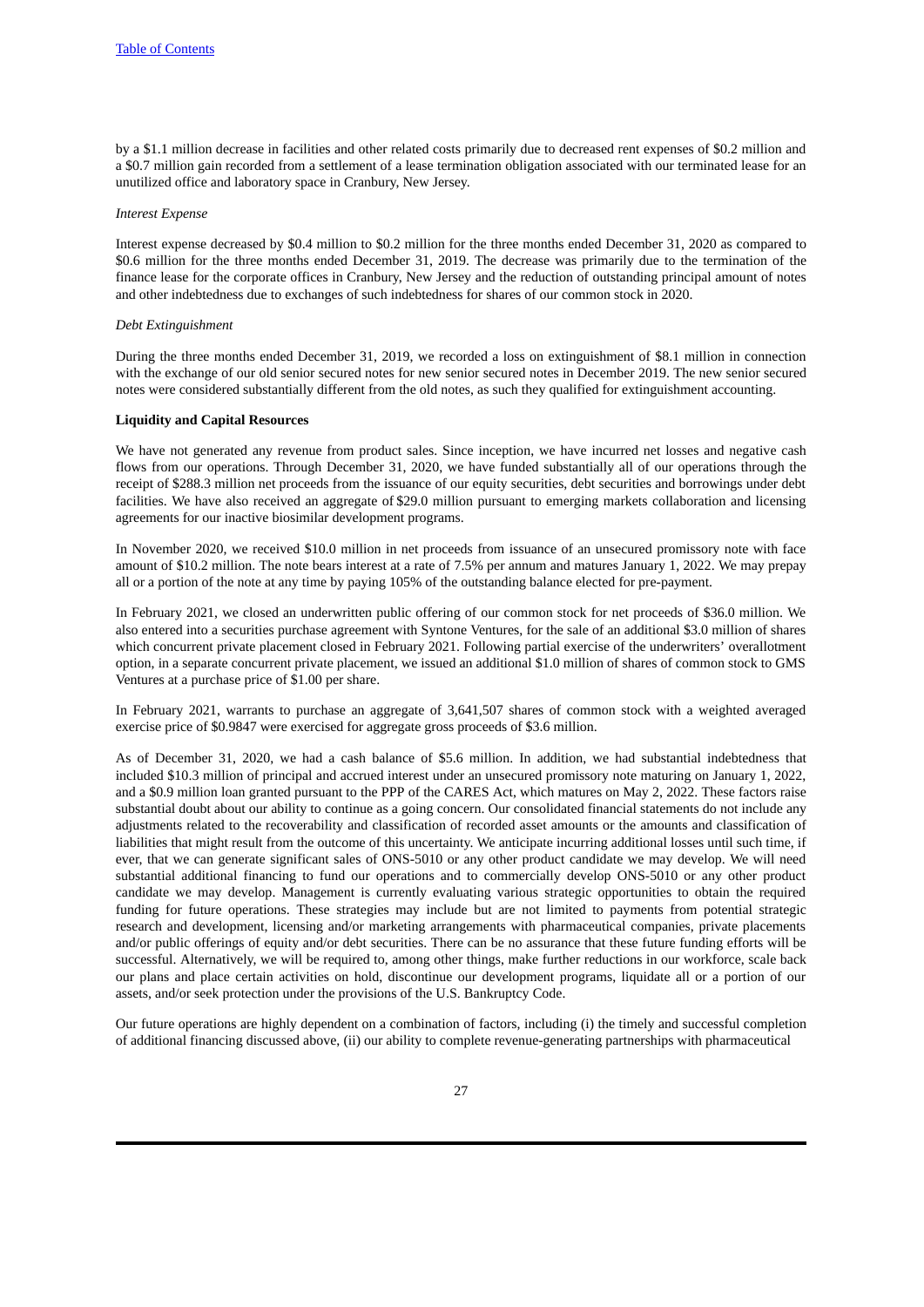by a $1.1 million decrease in facilities and other related costs primarily due to decreased rent expenses of $0.2 million and a $0.7 million gain recorded from a settlement of a lease termination obligation associated with our terminated lease for an unutilized office and laboratory space in Cranbury, New Jersey.

*Interest Expense*

Interest expense decreased by $0.4 million to $0.2 million for the three months ended December 31, 2020 as compared to $0.6 million for the three months ended December 31, 2019. The decrease was primarily due to the termination of the finance lease for the corporate offices in Cranbury, New Jersey and the reduction of outstanding principal amount of notes and other indebtedness due to exchanges of such indebtedness for shares of our common stock in 2020.

*Debt Extinguishment*

During the three months ended December 31, 2019, we recorded a loss on extinguishment of $8.1 million in connection with the exchange of our old senior secured notes for new senior secured notes in December 2019. The new senior secured notes were considered substantially different from the old notes, as such they qualified for extinguishment accounting.

**Liquidity and Capital Resources**

We have not generated any revenue from product sales. Since inception, we have incurred net losses and negative cash flows from our operations. Through December 31, 2020, we have funded substantially all of our operations through the receipt of $288.3 million net proceeds from the issuance of our equity securities, debt securities and borrowings under debt facilities. We have also received an aggregate of $29.0 million pursuant to emerging markets collaboration and licensing agreements for our inactive biosimilar development programs.

In November 2020, we received $10.0 million in net proceeds from issuance of an unsecured promissory note with face amount of $10.2 million. The note bears interest at a rate of 7.5% per annum and matures January 1, 2022. We may prepay all or a portion of the note at any time by paying 105% of the outstanding balance elected for pre-payment.

In February 2021, we closed an underwritten public offering of our common stock for net proceeds of $36.0 million. We also entered into a securities purchase agreement with Syntone Ventures, for the sale of an additional $3.0 million of shares which concurrent private placement closed in February 2021. Following partial exercise of the underwriters' overallotment option, in a separate concurrent private placement, we issued an additional $1.0 million of shares of common stock to GMS Ventures at a purchase price of $1.00 per share.

In February 2021, warrants to purchase an aggregate of 3,641,507 shares of common stock with a weighted averaged exercise price of $0.9847 were exercised for aggregate gross proceeds of $3.6 million.

As of December 31, 2020, we had a cash balance of $5.6 million. In addition, we had substantial indebtedness that included $10.3 million of principal and accrued interest under an unsecured promissory note maturing on January 1, 2022, and a $0.9 million loan granted pursuant to the PPP of the CARES Act, which matures on May 2, 2022. These factors raise substantial doubt about our ability to continue as a going concern. Our consolidated financial statements do not include any adjustments related to the recoverability and classification of recorded asset amounts or the amounts and classification of liabilities that might result from the outcome of this uncertainty. We anticipate incurring additional losses until such time, if ever, that we can generate significant sales of ONS-5010 or any other product candidate we may develop. We will need substantial additional financing to fund our operations and to commercially develop ONS-5010 or any other product candidate we may develop. Management is currently evaluating various strategic opportunities to obtain the required funding for future operations. These strategies may include but are not limited to payments from potential strategic research and development, licensing and/or marketing arrangements with pharmaceutical companies, private placements and/or public offerings of equity and/or debt securities. There can be no assurance that these future funding efforts will be successful. Alternatively, we will be required to, among other things, make further reductions in our workforce, scale back our plans and place certain activities on hold, discontinue our development programs, liquidate all or a portion of our assets, and/or seek protection under the provisions of the U.S. Bankruptcy Code.

Our future operations are highly dependent on a combination of factors, including (i) the timely and successful completion of additional financing discussed above, (ii) our ability to complete revenue-generating partnerships with pharmaceutical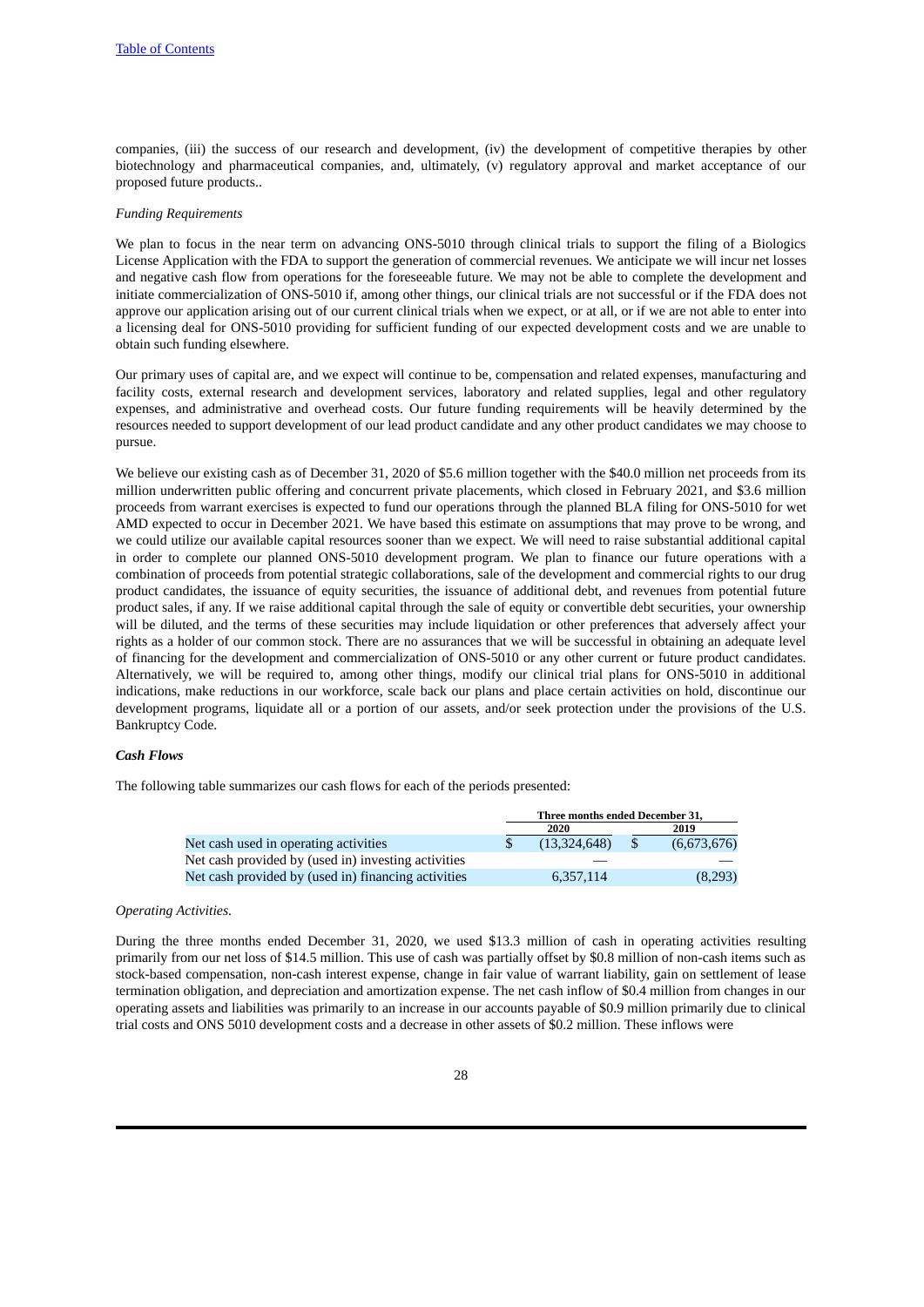companies, (iii) the success of our research and development, (iv) the development of competitive therapies by other biotechnology and pharmaceutical companies, and, ultimately, (v) regulatory approval and market acceptance of our proposed future products..

*Funding Requirements*

We plan to focus in the near term on advancing ONS-5010 through clinical trials to support the filing of a Biologics License Application with the FDA to support the generation of commercial revenues. We anticipate we will incur net losses and negative cash flow from operations for the foreseeable future. We may not be able to complete the development and initiate commercialization of ONS-5010 if, among other things, our clinical trials are not successful or if the FDA does not approve our application arising out of our current clinical trials when we expect, or at all, or if we are not able to enter into a licensing deal for ONS-5010 providing for sufficient funding of our expected development costs and we are unable to obtain such funding elsewhere.

Our primary uses of capital are, and we expect will continue to be, compensation and related expenses, manufacturing and facility costs, external research and development services, laboratory and related supplies, legal and other regulatory expenses, and administrative and overhead costs. Our future funding requirements will be heavily determined by the resources needed to support development of our lead product candidate and any other product candidates we may choose to pursue.

We believe our existing cash as of December 31, 2020 of $5.6 million together with the $40.0 million net proceeds from its million underwritten public offering and concurrent private placements, which closed in February 2021, and $3.6 million proceeds from warrant exercises is expected to fund our operations through the planned BLA filing for ONS-5010 for wet AMD expected to occur in December 2021. We have based this estimate on assumptions that may prove to be wrong, and we could utilize our available capital resources sooner than we expect. We will need to raise substantial additional capital in order to complete our planned ONS-5010 development program. We plan to finance our future operations with a combination of proceeds from potential strategic collaborations, sale of the development and commercial rights to our drug product candidates, the issuance of equity securities, the issuance of additional debt, and revenues from potential future product sales, if any. If we raise additional capital through the sale of equity or convertible debt securities, your ownership will be diluted, and the terms of these securities may include liquidation or other preferences that adversely affect your rights as a holder of our common stock. There are no assurances that we will be successful in obtaining an adequate level of financing for the development and commercialization of ONS-5010 or any other current or future product candidates. Alternatively, we will be required to, among other things, modify our clinical trial plans for ONS-5010 in additional indications, make reductions in our workforce, scale back our plans and place certain activities on hold, discontinue our development programs, liquidate all or a portion of our assets, and/or seek protection under the provisions of the U.S. Bankruptcy Code.

***Cash Flows***

The following table summarizes our cash flows for each of the periods presented:

| | Three months ended December 31, | |
|---|---|---|
| | 2020 | 2019 |
| Net cash used in operating activities | $ (13,324,648) | $ (6,673,676) |
| Net cash provided by (used in) investing activities | — | — |
| Net cash provided by (used in) financing activities | 6,357,114 | (8,293) |

*Operating Activities.*

During the three months ended December 31, 2020, we used $13.3 million of cash in operating activities resulting primarily from our net loss of $14.5 million. This use of cash was partially offset by $0.8 million of non-cash items such as stock-based compensation, non-cash interest expense, change in fair value of warrant liability, gain on settlement of lease termination obligation, and depreciation and amortization expense. The net cash inflow of $0.4 million from changes in our operating assets and liabilities was primarily to an increase in our accounts payable of $0.9 million primarily due to clinical trial costs and ONS 5010 development costs and a decrease in other assets of $0.2 million. These inflows were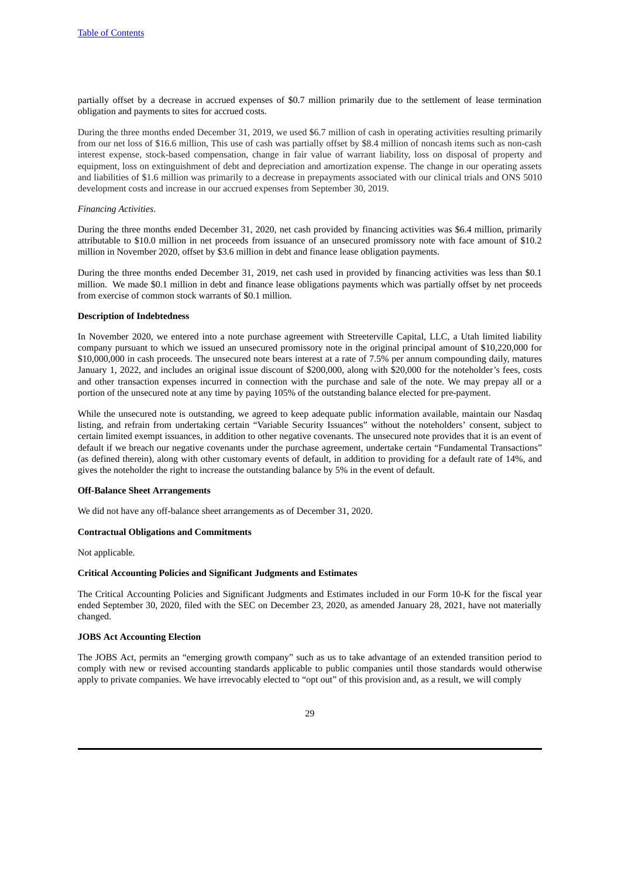partially offset by a decrease in accrued expenses of $0.7 million primarily due to the settlement of lease termination obligation and payments to sites for accrued costs.

During the three months ended December 31, 2019, we used $6.7 million of cash in operating activities resulting primarily from our net loss of $16.6 million, This use of cash was partially offset by $8.4 million of noncash items such as non-cash interest expense, stock-based compensation, change in fair value of warrant liability, loss on disposal of property and equipment, loss on extinguishment of debt and depreciation and amortization expense. The change in our operating assets and liabilities of $1.6 million was primarily to a decrease in prepayments associated with our clinical trials and ONS 5010 development costs and increase in our accrued expenses from September 30, 2019.

*Financing Activities*.

During the three months ended December 31, 2020, net cash provided by financing activities was $6.4 million, primarily attributable to $10.0 million in net proceeds from issuance of an unsecured promissory note with face amount of $10.2 million in November 2020, offset by $3.6 million in debt and finance lease obligation payments.

During the three months ended December 31, 2019, net cash used in provided by financing activities was less than $0.1 million. We made $0.1 million in debt and finance lease obligations payments which was partially offset by net proceeds from exercise of common stock warrants of $0.1 million.

**Description of Indebtedness**

In November 2020, we entered into a note purchase agreement with Streeterville Capital, LLC, a Utah limited liability company pursuant to which we issued an unsecured promissory note in the original principal amount of $10,220,000 for $10,000,000 in cash proceeds. The unsecured note bears interest at a rate of 7.5% per annum compounding daily, matures January 1, 2022, and includes an original issue discount of $200,000, along with $20,000 for the noteholder's fees, costs and other transaction expenses incurred in connection with the purchase and sale of the note. We may prepay all or a portion of the unsecured note at any time by paying 105% of the outstanding balance elected for pre-payment.

While the unsecured note is outstanding, we agreed to keep adequate public information available, maintain our Nasdaq listing, and refrain from undertaking certain "Variable Security Issuances" without the noteholders' consent, subject to certain limited exempt issuances, in addition to other negative covenants. The unsecured note provides that it is an event of default if we breach our negative covenants under the purchase agreement, undertake certain "Fundamental Transactions" (as defined therein), along with other customary events of default, in addition to providing for a default rate of 14%, and gives the noteholder the right to increase the outstanding balance by 5% in the event of default.

**Off-Balance Sheet Arrangements**

We did not have any off-balance sheet arrangements as of December 31, 2020.

**Contractual Obligations and Commitments**

Not applicable.

**Critical Accounting Policies and Significant Judgments and Estimates**

The Critical Accounting Policies and Significant Judgments and Estimates included in our Form 10-K for the fiscal year ended September 30, 2020, filed with the SEC on December 23, 2020, as amended January 28, 2021, have not materially changed.

**JOBS Act Accounting Election**

The JOBS Act, permits an "emerging growth company" such as us to take advantage of an extended transition period to comply with new or revised accounting standards applicable to public companies until those standards would otherwise apply to private companies. We have irrevocably elected to "opt out" of this provision and, as a result, we will comply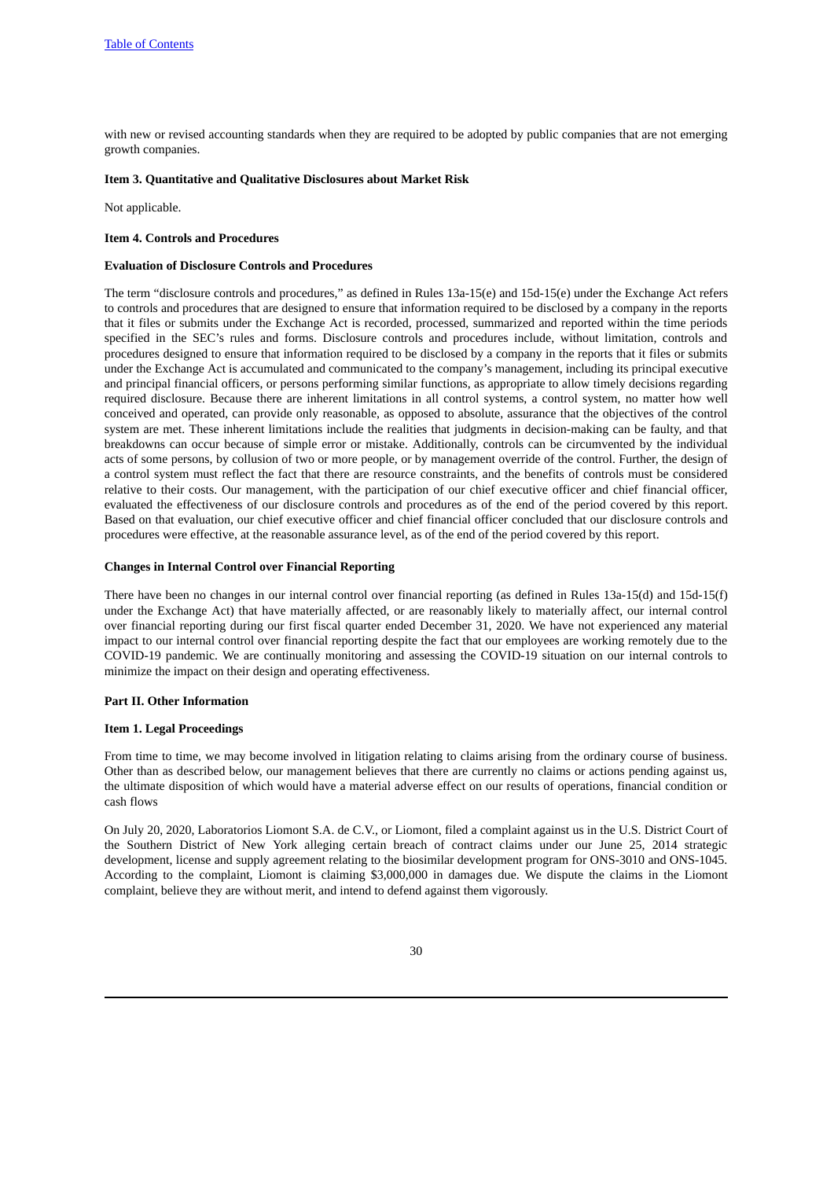with new or revised accounting standards when they are required to be adopted by public companies that are not emerging growth companies.

### Item 3. Quantitative and Qualitative Disclosures about Market Risk

Not applicable.

### Item 4. Controls and Procedures

#### Evaluation of Disclosure Controls and Procedures

The term "disclosure controls and procedures," as defined in Rules 13a-15(e) and 15d-15(e) under the Exchange Act refers to controls and procedures that are designed to ensure that information required to be disclosed by a company in the reports that it files or submits under the Exchange Act is recorded, processed, summarized and reported within the time periods specified in the SEC's rules and forms. Disclosure controls and procedures include, without limitation, controls and procedures designed to ensure that information required to be disclosed by a company in the reports that it files or submits under the Exchange Act is accumulated and communicated to the company's management, including its principal executive and principal financial officers, or persons performing similar functions, as appropriate to allow timely decisions regarding required disclosure. Because there are inherent limitations in all control systems, a control system, no matter how well conceived and operated, can provide only reasonable, as opposed to absolute, assurance that the objectives of the control system are met. These inherent limitations include the realities that judgments in decision-making can be faulty, and that breakdowns can occur because of simple error or mistake. Additionally, controls can be circumvented by the individual acts of some persons, by collusion of two or more people, or by management override of the control. Further, the design of a control system must reflect the fact that there are resource constraints, and the benefits of controls must be considered relative to their costs. Our management, with the participation of our chief executive officer and chief financial officer, evaluated the effectiveness of our disclosure controls and procedures as of the end of the period covered by this report. Based on that evaluation, our chief executive officer and chief financial officer concluded that our disclosure controls and procedures were effective, at the reasonable assurance level, as of the end of the period covered by this report.

#### Changes in Internal Control over Financial Reporting

There have been no changes in our internal control over financial reporting (as defined in Rules 13a-15(d) and 15d-15(f) under the Exchange Act) that have materially affected, or are reasonably likely to materially affect, our internal control over financial reporting during our first fiscal quarter ended December 31, 2020. We have not experienced any material impact to our internal control over financial reporting despite the fact that our employees are working remotely due to the COVID-19 pandemic. We are continually monitoring and assessing the COVID-19 situation on our internal controls to minimize the impact on their design and operating effectiveness.

## Part II. Other Information

### Item 1. Legal Proceedings

From time to time, we may become involved in litigation relating to claims arising from the ordinary course of business. Other than as described below, our management believes that there are currently no claims or actions pending against us, the ultimate disposition of which would have a material adverse effect on our results of operations, financial condition or cash flows

On July 20, 2020, Laboratorios Liomont S.A. de C.V., or Liomont, filed a complaint against us in the U.S. District Court of the Southern District of New York alleging certain breach of contract claims under our June 25, 2014 strategic development, license and supply agreement relating to the biosimilar development program for ONS-3010 and ONS-1045. According to the complaint, Liomont is claiming $3,000,000 in damages due. We dispute the claims in the Liomont complaint, believe they are without merit, and intend to defend against them vigorously.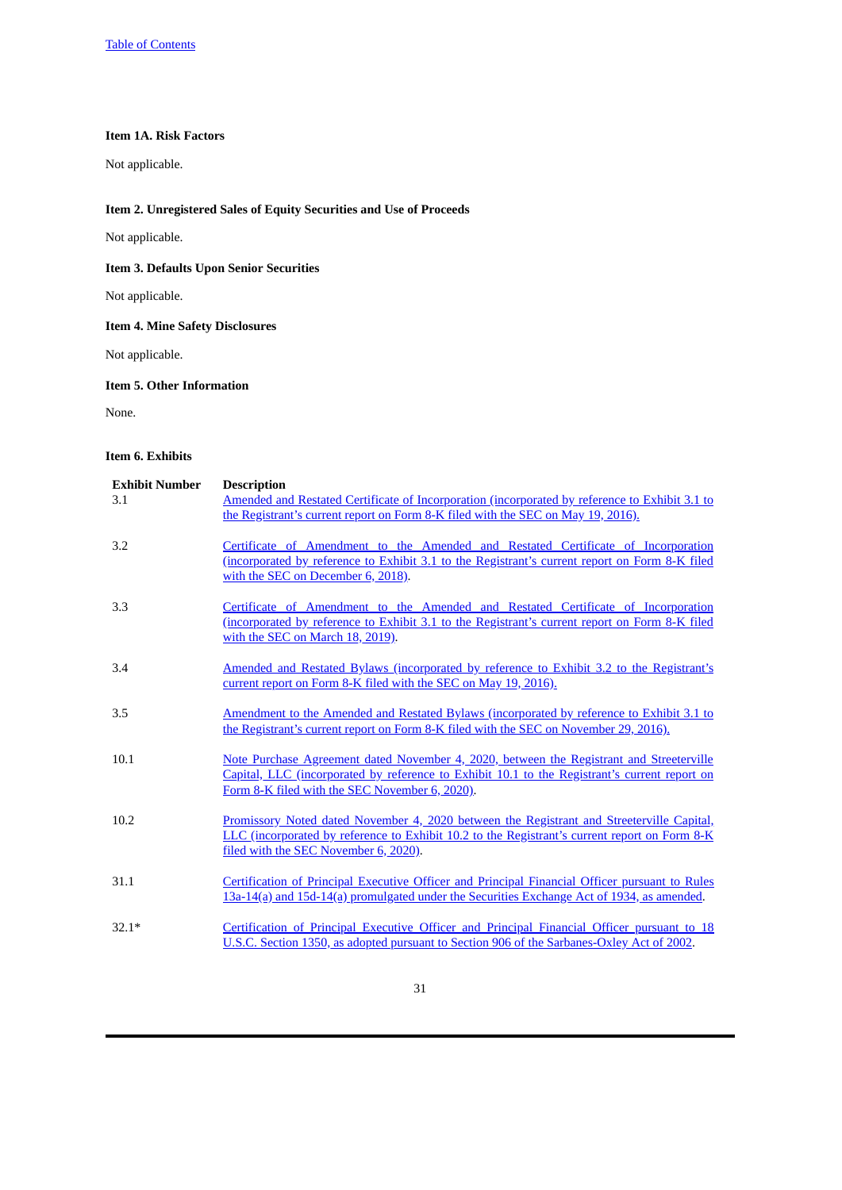### Item 1A. Risk Factors

Not applicable.

### Item 2. Unregistered Sales of Equity Securities and Use of Proceeds

Not applicable.

### Item 3. Defaults Upon Senior Securities

Not applicable.

### Item 4. Mine Safety Disclosures

Not applicable.

### Item 5. Other Information

None.

### Item 6. Exhibits

| Exhibit Number | Description |
| --- | --- |
| 3.1 | Amended and Restated Certificate of Incorporation (incorporated by reference to Exhibit 3.1 to the Registrant's current report on Form 8-K filed with the SEC on May 19, 2016). |
| 3.2 | Certificate of Amendment to the Amended and Restated Certificate of Incorporation (incorporated by reference to Exhibit 3.1 to the Registrant's current report on Form 8-K filed with the SEC on December 6, 2018). |
| 3.3 | Certificate of Amendment to the Amended and Restated Certificate of Incorporation (incorporated by reference to Exhibit 3.1 to the Registrant's current report on Form 8-K filed with the SEC on March 18, 2019). |
| 3.4 | Amended and Restated Bylaws (incorporated by reference to Exhibit 3.2 to the Registrant's current report on Form 8-K filed with the SEC on May 19, 2016). |
| 3.5 | Amendment to the Amended and Restated Bylaws (incorporated by reference to Exhibit 3.1 to the Registrant's current report on Form 8-K filed with the SEC on November 29, 2016). |
| 10.1 | Note Purchase Agreement dated November 4, 2020, between the Registrant and Streeterville Capital, LLC (incorporated by reference to Exhibit 10.1 to the Registrant's current report on Form 8-K filed with the SEC November 6, 2020). |
| 10.2 | Promissory Noted dated November 4, 2020 between the Registrant and Streeterville Capital, LLC (incorporated by reference to Exhibit 10.2 to the Registrant's current report on Form 8-K filed with the SEC November 6, 2020). |
| 31.1 | Certification of Principal Executive Officer and Principal Financial Officer pursuant to Rules 13a-14(a) and 15d-14(a) promulgated under the Securities Exchange Act of 1934, as amended. |
| 32.1* | Certification of Principal Executive Officer and Principal Financial Officer pursuant to 18 U.S.C. Section 1350, as adopted pursuant to Section 906 of the Sarbanes-Oxley Act of 2002. |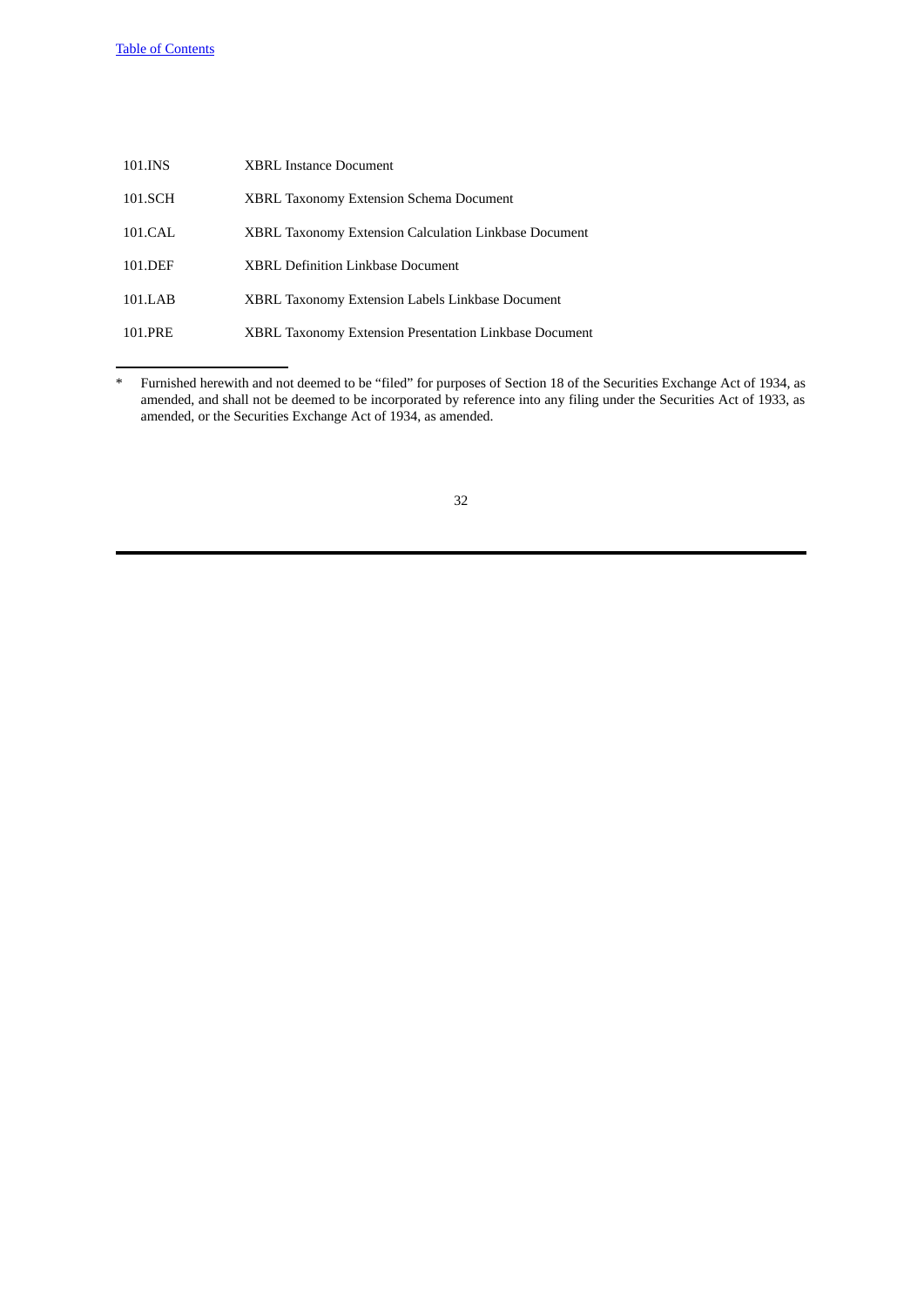| | |
|---|---|
| 101.INS | XBRL Instance Document |
| 101.SCH | XBRL Taxonomy Extension Schema Document |
| 101.CAL | XBRL Taxonomy Extension Calculation Linkbase Document |
| 101.DEF | XBRL Definition Linkbase Document |
| 101.LAB | XBRL Taxonomy Extension Labels Linkbase Document |
| 101.PRE | XBRL Taxonomy Extension Presentation Linkbase Document |

---

* Furnished herewith and not deemed to be “filed” for purposes of Section 18 of the Securities Exchange Act of 1934, as amended, and shall not be deemed to be incorporated by reference into any filing under the Securities Act of 1933, as amended, or the Securities Exchange Act of 1934, as amended.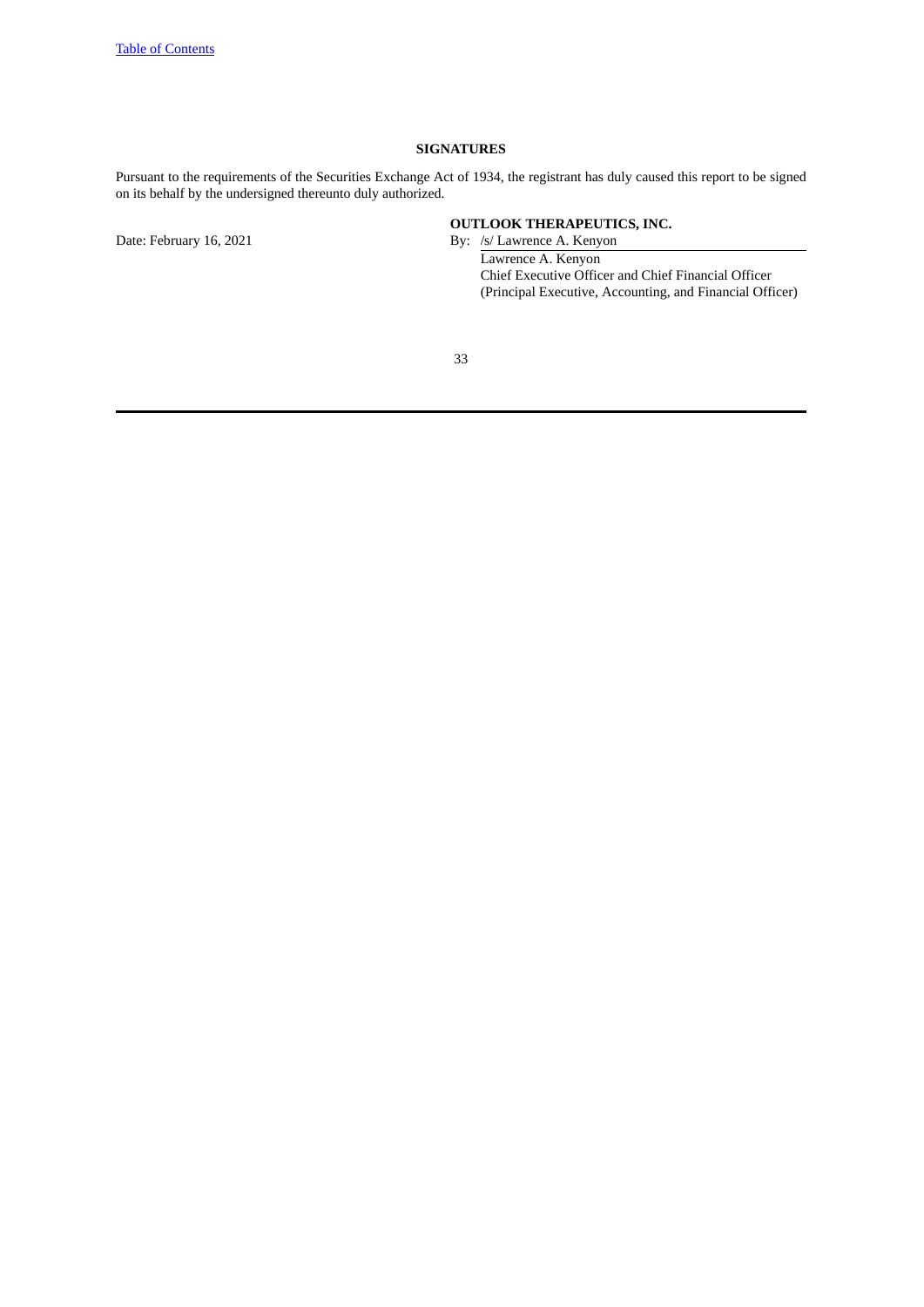## SIGNATURES

Pursuant to the requirements of the Securities Exchange Act of 1934, the registrant has duly caused this report to be signed on its behalf by the undersigned thereunto duly authorized.

**OUTLOOK THERAPEUTICS, INC.**

Date: February 16, 2021

By: /s/ Lawrence A. Kenyon
Lawrence A. Kenyon
Chief Executive Officer and Chief Financial Officer
(Principal Executive, Accounting, and Financial Officer)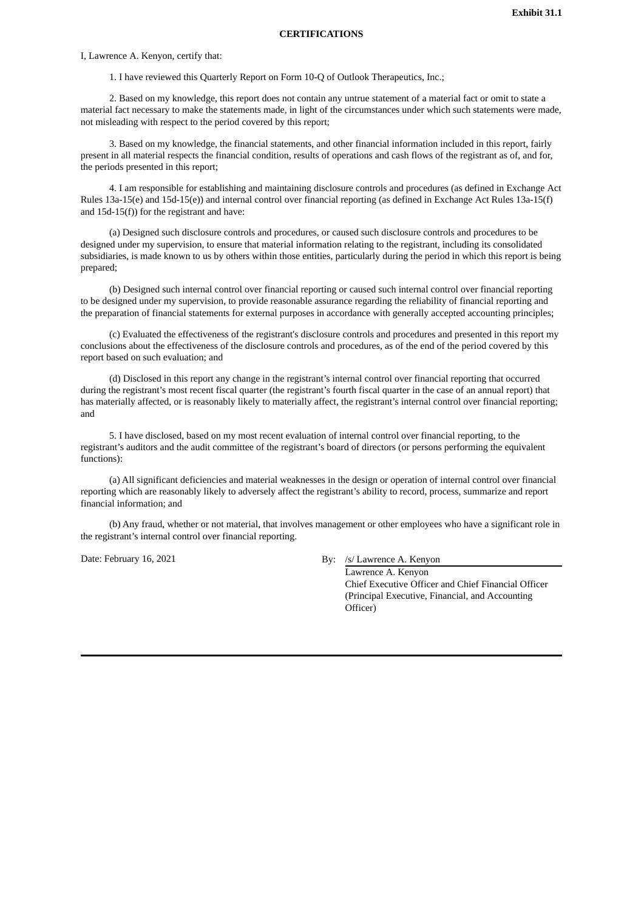**Exhibit 31.1**

**CERTIFICATIONS**

I, Lawrence A. Kenyon, certify that:

1. I have reviewed this Quarterly Report on Form 10-Q of Outlook Therapeutics, Inc.;

2. Based on my knowledge, this report does not contain any untrue statement of a material fact or omit to state a material fact necessary to make the statements made, in light of the circumstances under which such statements were made, not misleading with respect to the period covered by this report;

3. Based on my knowledge, the financial statements, and other financial information included in this report, fairly present in all material respects the financial condition, results of operations and cash flows of the registrant as of, and for, the periods presented in this report;

4. I am responsible for establishing and maintaining disclosure controls and procedures (as defined in Exchange Act Rules 13a-15(e) and 15d-15(e)) and internal control over financial reporting (as defined in Exchange Act Rules 13a-15(f) and 15d-15(f)) for the registrant and have:

(a) Designed such disclosure controls and procedures, or caused such disclosure controls and procedures to be designed under my supervision, to ensure that material information relating to the registrant, including its consolidated subsidiaries, is made known to us by others within those entities, particularly during the period in which this report is being prepared;

(b) Designed such internal control over financial reporting or caused such internal control over financial reporting to be designed under my supervision, to provide reasonable assurance regarding the reliability of financial reporting and the preparation of financial statements for external purposes in accordance with generally accepted accounting principles;

(c) Evaluated the effectiveness of the registrant's disclosure controls and procedures and presented in this report my conclusions about the effectiveness of the disclosure controls and procedures, as of the end of the period covered by this report based on such evaluation; and

(d) Disclosed in this report any change in the registrant's internal control over financial reporting that occurred during the registrant's most recent fiscal quarter (the registrant's fourth fiscal quarter in the case of an annual report) that has materially affected, or is reasonably likely to materially affect, the registrant's internal control over financial reporting; and

5. I have disclosed, based on my most recent evaluation of internal control over financial reporting, to the registrant's auditors and the audit committee of the registrant's board of directors (or persons performing the equivalent functions):

(a) All significant deficiencies and material weaknesses in the design or operation of internal control over financial reporting which are reasonably likely to adversely affect the registrant's ability to record, process, summarize and report financial information; and

(b) Any fraud, whether or not material, that involves management or other employees who have a significant role in the registrant's internal control over financial reporting.

Date: February 16, 2021

By: /s/ Lawrence A. Kenyon
Lawrence A. Kenyon
Chief Executive Officer and Chief Financial Officer
(Principal Executive, Financial, and Accounting Officer)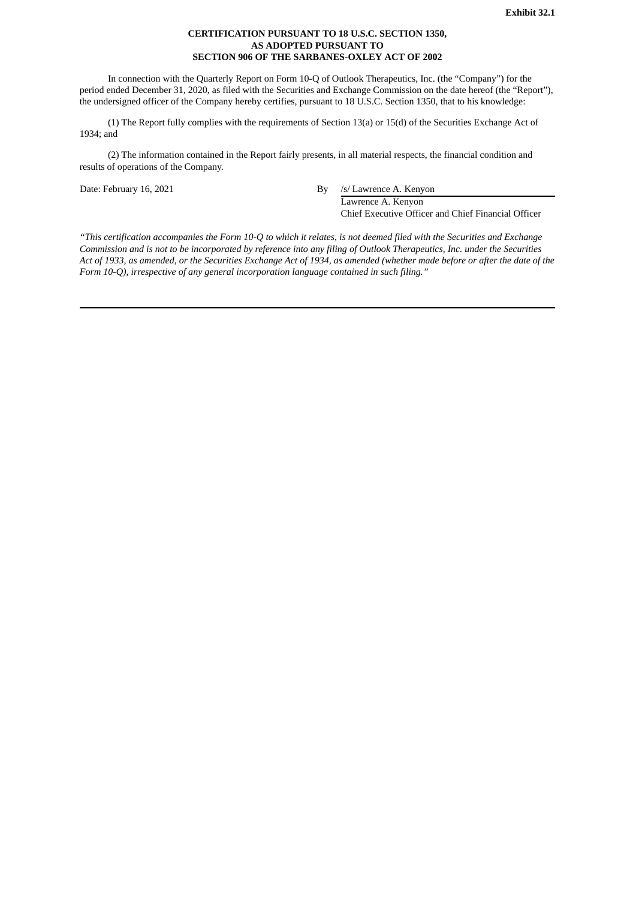**Exhibit 32.1**

**CERTIFICATION PURSUANT TO 18 U.S.C. SECTION 1350,**
**AS ADOPTED PURSUANT TO**
**SECTION 906 OF THE SARBANES-OXLEY ACT OF 2002**

In connection with the Quarterly Report on Form 10-Q of Outlook Therapeutics, Inc. (the "Company") for the period ended December 31, 2020, as filed with the Securities and Exchange Commission on the date hereof (the "Report"), the undersigned officer of the Company hereby certifies, pursuant to 18 U.S.C. Section 1350, that to his knowledge:

(1) The Report fully complies with the requirements of Section 13(a) or 15(d) of the Securities Exchange Act of 1934; and

(2) The information contained in the Report fairly presents, in all material respects, the financial condition and results of operations of the Company.

Date: February 16, 2021

By /s/ Lawrence A. Kenyon
Lawrence A. Kenyon
Chief Executive Officer and Chief Financial Officer

*"This certification accompanies the Form 10-Q to which it relates, is not deemed filed with the Securities and Exchange Commission and is not to be incorporated by reference into any filing of Outlook Therapeutics, Inc. under the Securities Act of 1933, as amended, or the Securities Exchange Act of 1934, as amended (whether made before or after the date of the Form 10-Q), irrespective of any general incorporation language contained in such filing."*